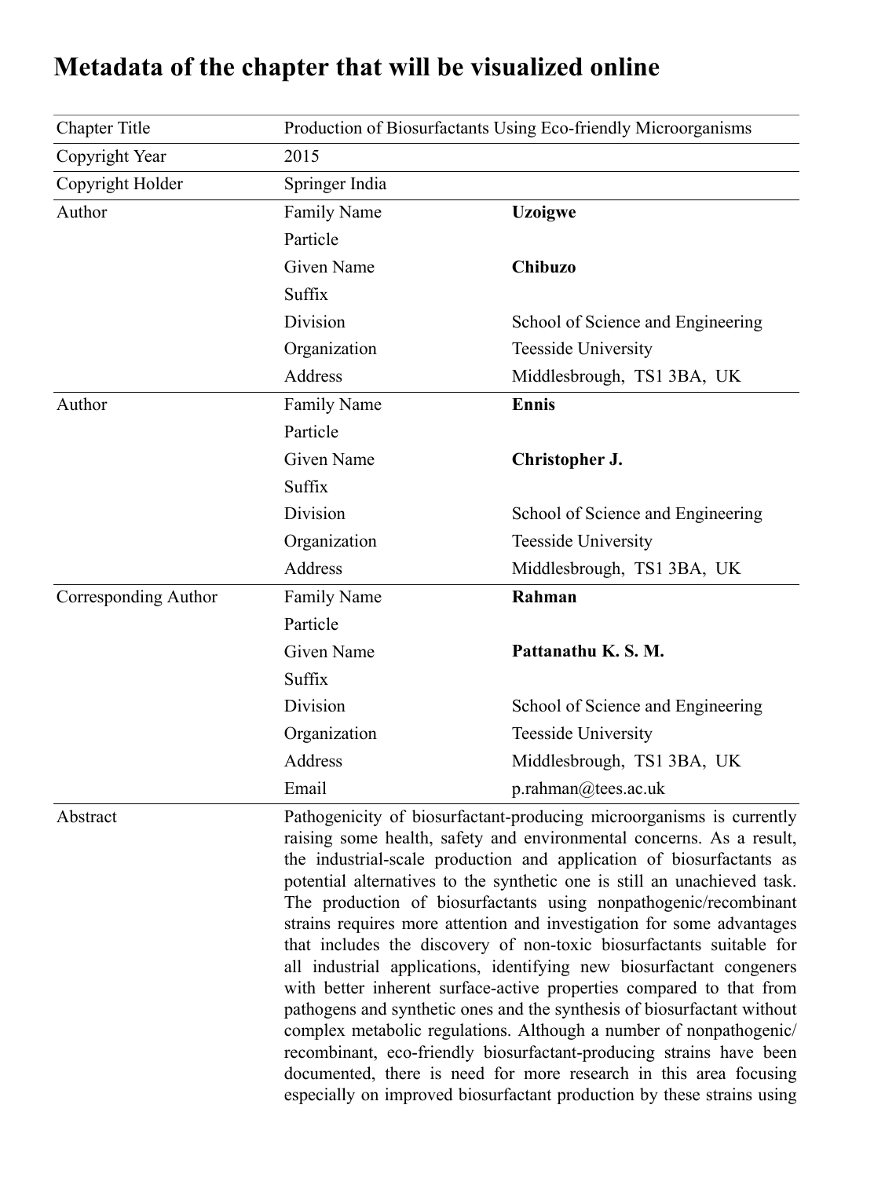# Metadata of the chapter that will be visualized online

| | | |
|---|---|---|
| Chapter Title | Production of Biosurfactants Using Eco-friendly Microorganisms | |
| Copyright Year | 2015 | |
| Copyright Holder | Springer India | |
| Author | Family Name | **Uzoigwe** |
| | Particle | |
| | Given Name | **Chibuzo** |
| | Suffix | |
| | Division | School of Science and Engineering |
| | Organization | Teesside University |
| | Address | Middlesbrough, TS1 3BA, UK |
| Author | Family Name | **Ennis** |
| | Particle | |
| | Given Name | **Christopher J.** |
| | Suffix | |
| | Division | School of Science and Engineering |
| | Organization | Teesside University |
| | Address | Middlesbrough, TS1 3BA, UK |
| Corresponding Author | Family Name | **Rahman** |
| | Particle | |
| | Given Name | **Pattanathu K. S. M.** |
| | Suffix | |
| | Division | School of Science and Engineering |
| | Organization | Teesside University |
| | Address | Middlesbrough, TS1 3BA, UK |
| | Email | p.rahman@tees.ac.uk |
| Abstract | Pathogenicity of biosurfactant-producing microorganisms is currently raising some health, safety and environmental concerns. As a result, the industrial-scale production and application of biosurfactants as potential alternatives to the synthetic one is still an unachieved task. The production of biosurfactants using nonpathogenic/recombinant strains requires more attention and investigation for some advantages that includes the discovery of non-toxic biosurfactants suitable for all industrial applications, identifying new biosurfactant congeners with better inherent surface-active properties compared to that from pathogens and synthetic ones and the synthesis of biosurfactant without complex metabolic regulations. Although a number of nonpathogenic/ recombinant, eco-friendly biosurfactant-producing strains have been documented, there is need for more research in this area focusing especially on improved biosurfactant production by these strains using | |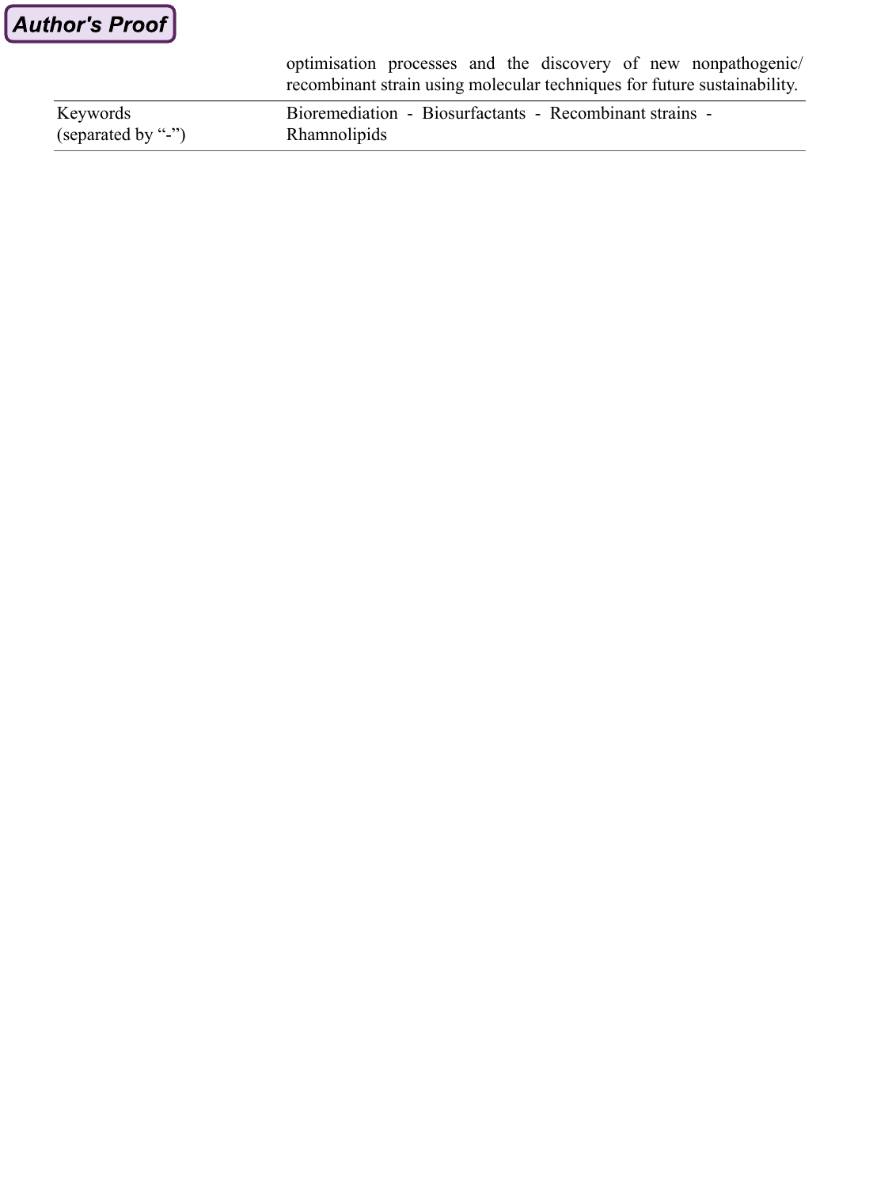| | |
|---|---|
| | optimisation processes and the discovery of new nonpathogenic/ recombinant strain using molecular techniques for future sustainability. |
| Keywords (separated by "-") | Bioremediation - Biosurfactants - Recombinant strains - Rhamnolipids |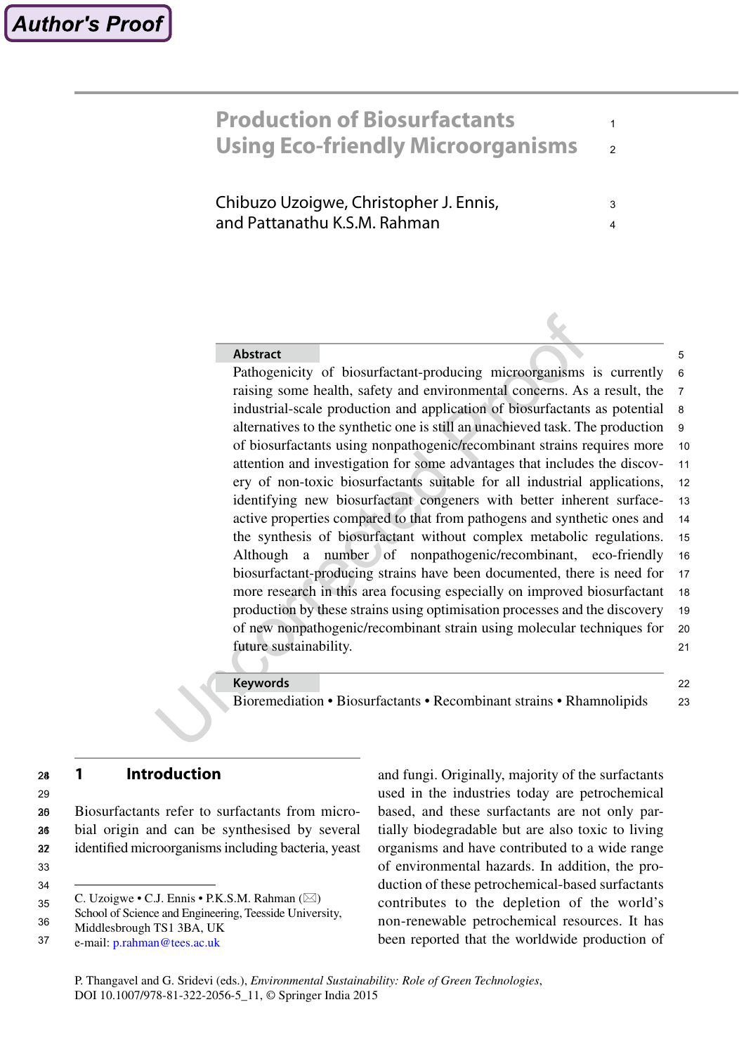# Production of Biosurfactants Using Eco-friendly Microorganisms

Chibuzo Uzoigwe, Christopher J. Ennis, and Pattanathu K.S.M. Rahman

## Abstract

Pathogenicity of biosurfactant-producing microorganisms is currently raising some health, safety and environmental concerns. As a result, the industrial-scale production and application of biosurfactants as potential alternatives to the synthetic one is still an unachieved task. The production of biosurfactants using nonpathogenic/recombinant strains requires more attention and investigation for some advantages that includes the discovery of non-toxic biosurfactants suitable for all industrial applications, identifying new biosurfactant congeners with better inherent surface-active properties compared to that from pathogens and synthetic ones and the synthesis of biosurfactant without complex metabolic regulations. Although a number of nonpathogenic/recombinant, eco-friendly biosurfactant-producing strains have been documented, there is need for more research in this area focusing especially on improved biosurfactant production by these strains using optimisation processes and the discovery of new nonpathogenic/recombinant strain using molecular techniques for future sustainability.

## Keywords

Bioremediation • Biosurfactants • Recombinant strains • Rhamnolipids

## 1 Introduction

Biosurfactants refer to surfactants from microbial origin and can be synthesised by several identified microorganisms including bacteria, yeast and fungi. Originally, majority of the surfactants used in the industries today are petrochemical based, and these surfactants are not only partially biodegradable but are also toxic to living organisms and have contributed to a wide range of environmental hazards. In addition, the production of these petrochemical-based surfactants contributes to the depletion of the world's non-renewable petrochemical resources. It has been reported that the worldwide production of

---

C. Uzoigwe • C.J. Ennis • P.K.S.M. Rahman (✉)
School of Science and Engineering, Teesside University, Middlesbrough TS1 3BA, UK
e-mail: p.rahman@tees.ac.uk

P. Thangavel and G. Sridevi (eds.), *Environmental Sustainability: Role of Green Technologies*, DOI 10.1007/978-81-322-2056-5_11, © Springer India 2015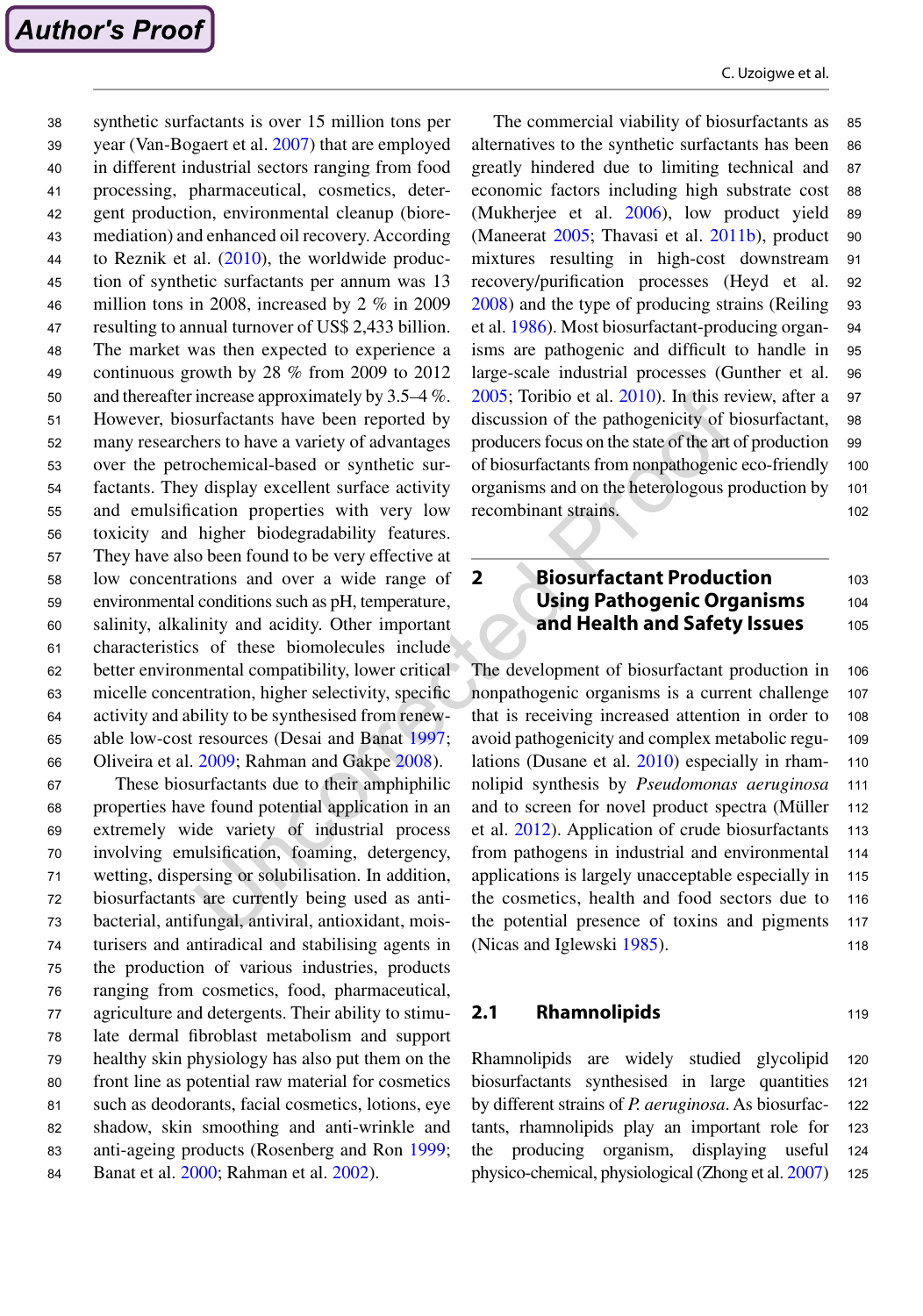synthetic surfactants is over 15 million tons per year (Van-Bogaert et al. 2007) that are employed in different industrial sectors ranging from food processing, pharmaceutical, cosmetics, detergent production, environmental cleanup (bioremediation) and enhanced oil recovery. According to Reznik et al. (2010), the worldwide production of synthetic surfactants per annum was 13 million tons in 2008, increased by 2 % in 2009 resulting to annual turnover of US$ 2,433 billion. The market was then expected to experience a continuous growth by 28 % from 2009 to 2012 and thereafter increase approximately by 3.5–4 %. However, biosurfactants have been reported by many researchers to have a variety of advantages over the petrochemical-based or synthetic surfactants. They display excellent surface activity and emulsification properties with very low toxicity and higher biodegradability features. They have also been found to be very effective at low concentrations and over a wide range of environmental conditions such as pH, temperature, salinity, alkalinity and acidity. Other important characteristics of these biomolecules include better environmental compatibility, lower critical micelle concentration, higher selectivity, specific activity and ability to be synthesised from renewable low-cost resources (Desai and Banat 1997; Oliveira et al. 2009; Rahman and Gakpe 2008).

These biosurfactants due to their amphiphilic properties have found potential application in an extremely wide variety of industrial process involving emulsification, foaming, detergency, wetting, dispersing or solubilisation. In addition, biosurfactants are currently being used as antibacterial, antifungal, antiviral, antioxidant, moisturisers and antiradical and stabilising agents in the production of various industries, products ranging from cosmetics, food, pharmaceutical, agriculture and detergents. Their ability to stimulate dermal fibroblast metabolism and support healthy skin physiology has also put them on the front line as potential raw material for cosmetics such as deodorants, facial cosmetics, lotions, eye shadow, skin smoothing and anti-wrinkle and anti-ageing products (Rosenberg and Ron 1999; Banat et al. 2000; Rahman et al. 2002).

The commercial viability of biosurfactants as alternatives to the synthetic surfactants has been greatly hindered due to limiting technical and economic factors including high substrate cost (Mukherjee et al. 2006), low product yield (Maneerat 2005; Thavasi et al. 2011b), product mixtures resulting in high-cost downstream recovery/purification processes (Heyd et al. 2008) and the type of producing strains (Reiling et al. 1986). Most biosurfactant-producing organisms are pathogenic and difficult to handle in large-scale industrial processes (Gunther et al. 2005; Toribio et al. 2010). In this review, after a discussion of the pathogenicity of biosurfactant, producers focus on the state of the art of production of biosurfactants from nonpathogenic eco-friendly organisms and on the heterologous production by recombinant strains.

## 2 Biosurfactant Production Using Pathogenic Organisms and Health and Safety Issues

The development of biosurfactant production in nonpathogenic organisms is a current challenge that is receiving increased attention in order to avoid pathogenicity and complex metabolic regulations (Dusane et al. 2010) especially in rhamnolipid synthesis by *Pseudomonas aeruginosa* and to screen for novel product spectra (Müller et al. 2012). Application of crude biosurfactants from pathogens in industrial and environmental applications is largely unacceptable especially in the cosmetics, health and food sectors due to the potential presence of toxins and pigments (Nicas and Iglewski 1985).

### 2.1 Rhamnolipids

Rhamnolipids are widely studied glycolipid biosurfactants synthesised in large quantities by different strains of *P. aeruginosa*. As biosurfactants, rhamnolipids play an important role for the producing organism, displaying useful physico-chemical, physiological (Zhong et al. 2007)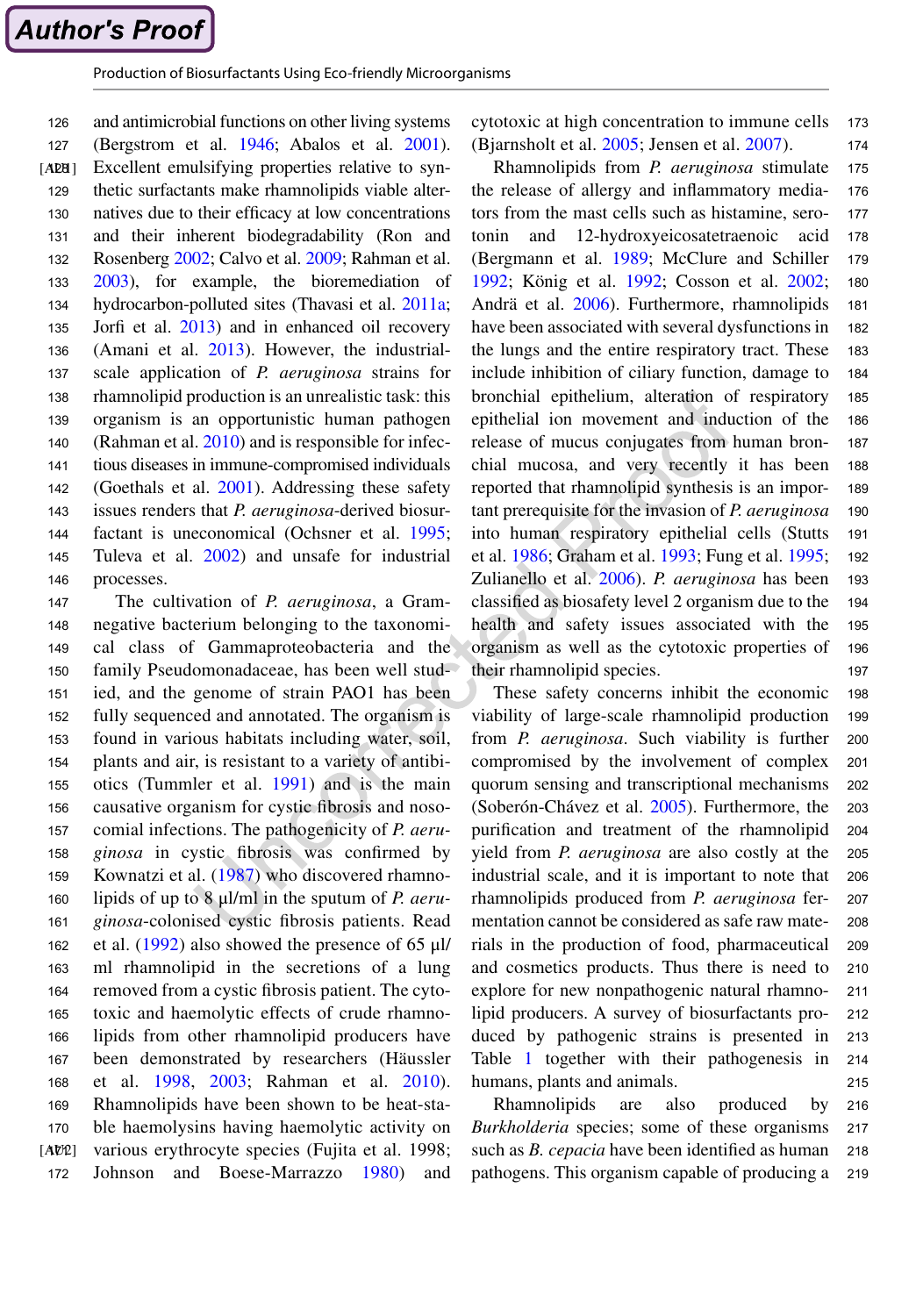and antimicrobial functions on other living systems (Bergstrom et al. 1946; Abalos et al. 2001). Excellent emulsifying properties relative to synthetic surfactants make rhamnolipids viable alternatives due to their efficacy at low concentrations and their inherent biodegradability (Ron and Rosenberg 2002; Calvo et al. 2009; Rahman et al. 2003), for example, the bioremediation of hydrocarbon-polluted sites (Thavasi et al. 2011a; Jorfi et al. 2013) and in enhanced oil recovery (Amani et al. 2013). However, the industrial-scale application of *P. aeruginosa* strains for rhamnolipid production is an unrealistic task: this organism is an opportunistic human pathogen (Rahman et al. 2010) and is responsible for infectious diseases in immune-compromised individuals (Goethals et al. 2001). Addressing these safety issues renders that *P. aeruginosa*-derived biosurfactant is uneconomical (Ochsner et al. 1995; Tuleva et al. 2002) and unsafe for industrial processes.

The cultivation of *P. aeruginosa*, a Gram-negative bacterium belonging to the taxonomical class of Gammaproteobacteria and the family Pseudomonadaceae, has been well studied, and the genome of strain PAO1 has been fully sequenced and annotated. The organism is found in various habitats including water, soil, plants and air, is resistant to a variety of antibiotics (Tummler et al. 1991) and is the main causative organism for cystic fibrosis and nosocomial infections. The pathogenicity of *P. aeruginosa* in cystic fibrosis was confirmed by Kownatzi et al. (1987) who discovered rhamnolipids of up to 8 µl/ml in the sputum of *P. aeruginosa*-colonised cystic fibrosis patients. Read et al. (1992) also showed the presence of 65 µl/ml rhamnolipid in the secretions of a lung removed from a cystic fibrosis patient. The cytotoxic and haemolytic effects of crude rhamnolipids from other rhamnolipid producers have been demonstrated by researchers (Häussler et al. 1998, 2003; Rahman et al. 2010). Rhamnolipids have been shown to be heat-stable haemolysins having haemolytic activity on various erythrocyte species (Fujita et al. 1998; Johnson and Boese-Marrazzo 1980) and cytotoxic at high concentration to immune cells (Bjarnsholt et al. 2005; Jensen et al. 2007).

Rhamnolipids from *P. aeruginosa* stimulate the release of allergy and inflammatory mediators from the mast cells such as histamine, serotonin and 12-hydroxyeicosatetraenoic acid (Bergmann et al. 1989; McClure and Schiller 1992; König et al. 1992; Cosson et al. 2002; Andrä et al. 2006). Furthermore, rhamnolipids have been associated with several dysfunctions in the lungs and the entire respiratory tract. These include inhibition of ciliary function, damage to bronchial epithelium, alteration of respiratory epithelial ion movement and induction of the release of mucus conjugates from human bronchial mucosa, and very recently it has been reported that rhamnolipid synthesis is an important prerequisite for the invasion of *P. aeruginosa* into human respiratory epithelial cells (Stutts et al. 1986; Graham et al. 1993; Fung et al. 1995; Zulianello et al. 2006). *P. aeruginosa* has been classified as biosafety level 2 organism due to the health and safety issues associated with the organism as well as the cytotoxic properties of their rhamnolipid species.

These safety concerns inhibit the economic viability of large-scale rhamnolipid production from *P. aeruginosa*. Such viability is further compromised by the involvement of complex quorum sensing and transcriptional mechanisms (Soberón-Chávez et al. 2005). Furthermore, the purification and treatment of the rhamnolipid yield from *P. aeruginosa* are also costly at the industrial scale, and it is important to note that rhamnolipids produced from *P. aeruginosa* fermentation cannot be considered as safe raw materials in the production of food, pharmaceutical and cosmetics products. Thus there is need to explore for new nonpathogenic natural rhamnolipid producers. A survey of biosurfactants produced by pathogenic strains is presented in Table 1 together with their pathogenesis in humans, plants and animals.

Rhamnolipids are also produced by *Burkholderia* species; some of these organisms such as *B. cepacia* have been identified as human pathogens. This organism capable of producing a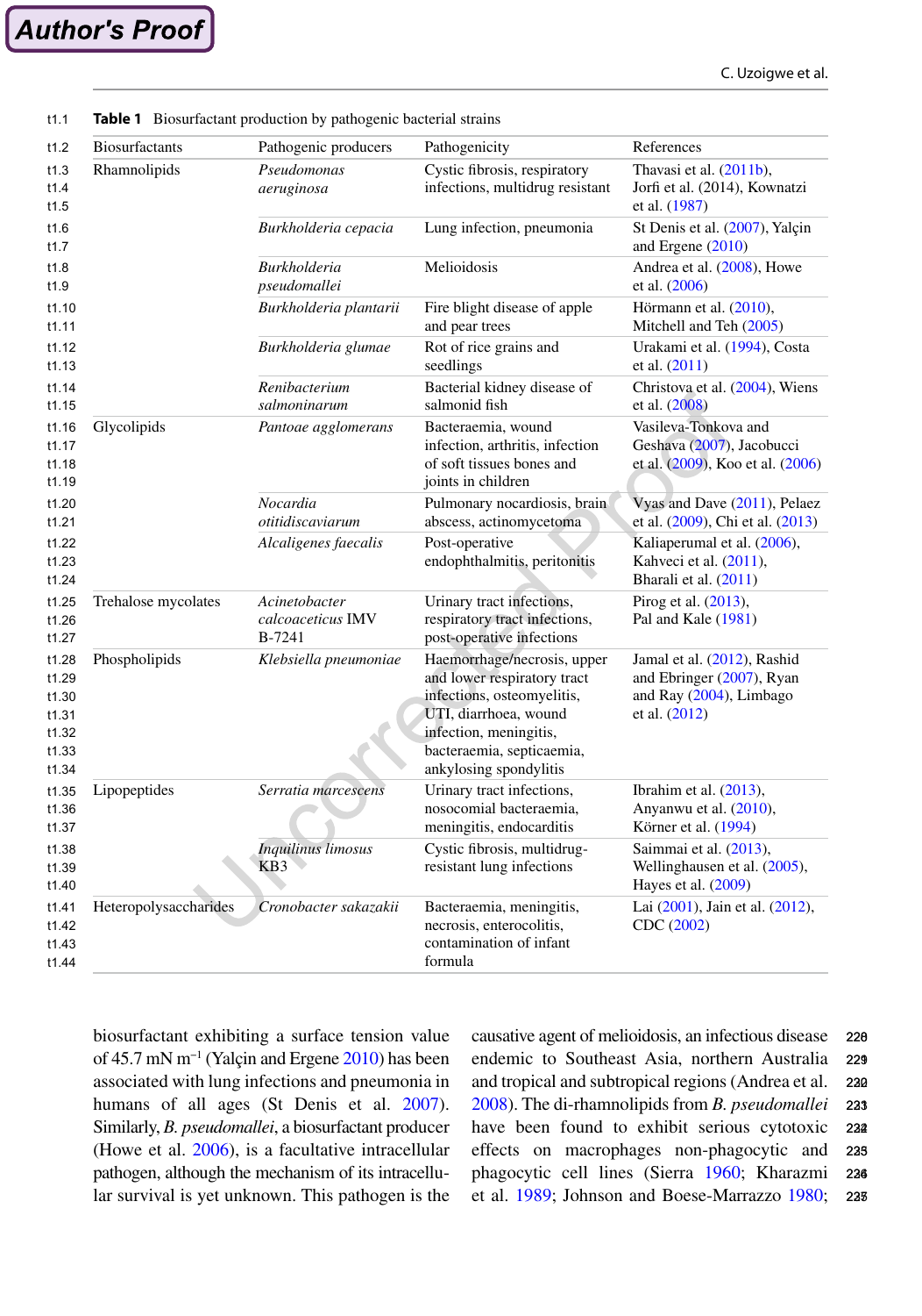**Table 1** Biosurfactant production by pathogenic bacterial strains

| Biosurfactants | Pathogenic producers | Pathogenicity | References |
|---|---|---|---|
| Rhamnolipids | *Pseudomonas aeruginosa* | Cystic fibrosis, respiratory infections, multidrug resistant | Thavasi et al. (2011b), Jorfi et al. (2014), Kownatzi et al. (1987) |
| | *Burkholderia cepacia* | Lung infection, pneumonia | St Denis et al. (2007), Yalçin and Ergene (2010) |
| | *Burkholderia pseudomallei* | Melioidosis | Andrea et al. (2008), Howe et al. (2006) |
| | *Burkholderia plantarii* | Fire blight disease of apple and pear trees | Hörmann et al. (2010), Mitchell and Teh (2005) |
| | *Burkholderia glumae* | Rot of rice grains and seedlings | Urakami et al. (1994), Costa et al. (2011) |
| | *Renibacterium salmoninarum* | Bacterial kidney disease of salmonid fish | Christova et al. (2004), Wiens et al. (2008) |
| Glycolipids | *Pantoae agglomerans* | Bacteraemia, wound infection, arthritis, infection of soft tissues bones and joints in children | Vasileva-Tonkova and Geshava (2007), Jacobucci et al. (2009), Koo et al. (2006) |
| | *Nocardia otitidiscaviarum* | Pulmonary nocardiosis, brain abscess, actinomycetoma | Vyas and Dave (2011), Pelaez et al. (2009), Chi et al. (2013) |
| | *Alcaligenes faecalis* | Post-operative endophthalmitis, peritonitis | Kaliaperumal et al. (2006), Kahveci et al. (2011), Bharali et al. (2011) |
| Trehalose mycolates | *Acinetobacter calcoaceticus* IMV B-7241 | Urinary tract infections, respiratory tract infections, post-operative infections | Pirog et al. (2013), Pal and Kale (1981) |
| Phospholipids | *Klebsiella pneumoniae* | Haemorrhage/necrosis, upper and lower respiratory tract infections, osteomyelitis, UTI, diarrhoea, wound infection, meningitis, bacteraemia, septicaemia, ankylosing spondylitis | Jamal et al. (2012), Rashid and Ebringer (2007), Ryan and Ray (2004), Limbago et al. (2012) |
| Lipopeptides | *Serratia marcescens* | Urinary tract infections, nosocomial bacteraemia, meningitis, endocarditis | Ibrahim et al. (2013), Anyanwu et al. (2010), Körner et al. (1994) |
| | *Inquilinus limosus* KB3 | Cystic fibrosis, multidrug-resistant lung infections | Saimmai et al. (2013), Wellinghausen et al. (2005), Hayes et al. (2009) |
| Heteropolysaccharides | *Cronobacter sakazakii* | Bacteraemia, meningitis, necrosis, enterocolitis, contamination of infant formula | Lai (2001), Jain et al. (2012), CDC (2002) |

biosurfactant exhibiting a surface tension value of 45.7 mN m$^{-1}$ (Yalçin and Ergene 2010) has been associated with lung infections and pneumonia in humans of all ages (St Denis et al. 2007). Similarly, *B. pseudomallei*, a biosurfactant producer (Howe et al. 2006), is a facultative intracellular pathogen, although the mechanism of its intracellular survival is yet unknown. This pathogen is the causative agent of melioidosis, an infectious disease endemic to Southeast Asia, northern Australia and tropical and subtropical regions (Andrea et al. 2008). The di-rhamnolipids from *B. pseudomallei* have been found to exhibit serious cytotoxic effects on macrophages non-phagocytic and phagocytic cell lines (Sierra 1960; Kharazmi et al. 1989; Johnson and Boese-Marrazzo 1980;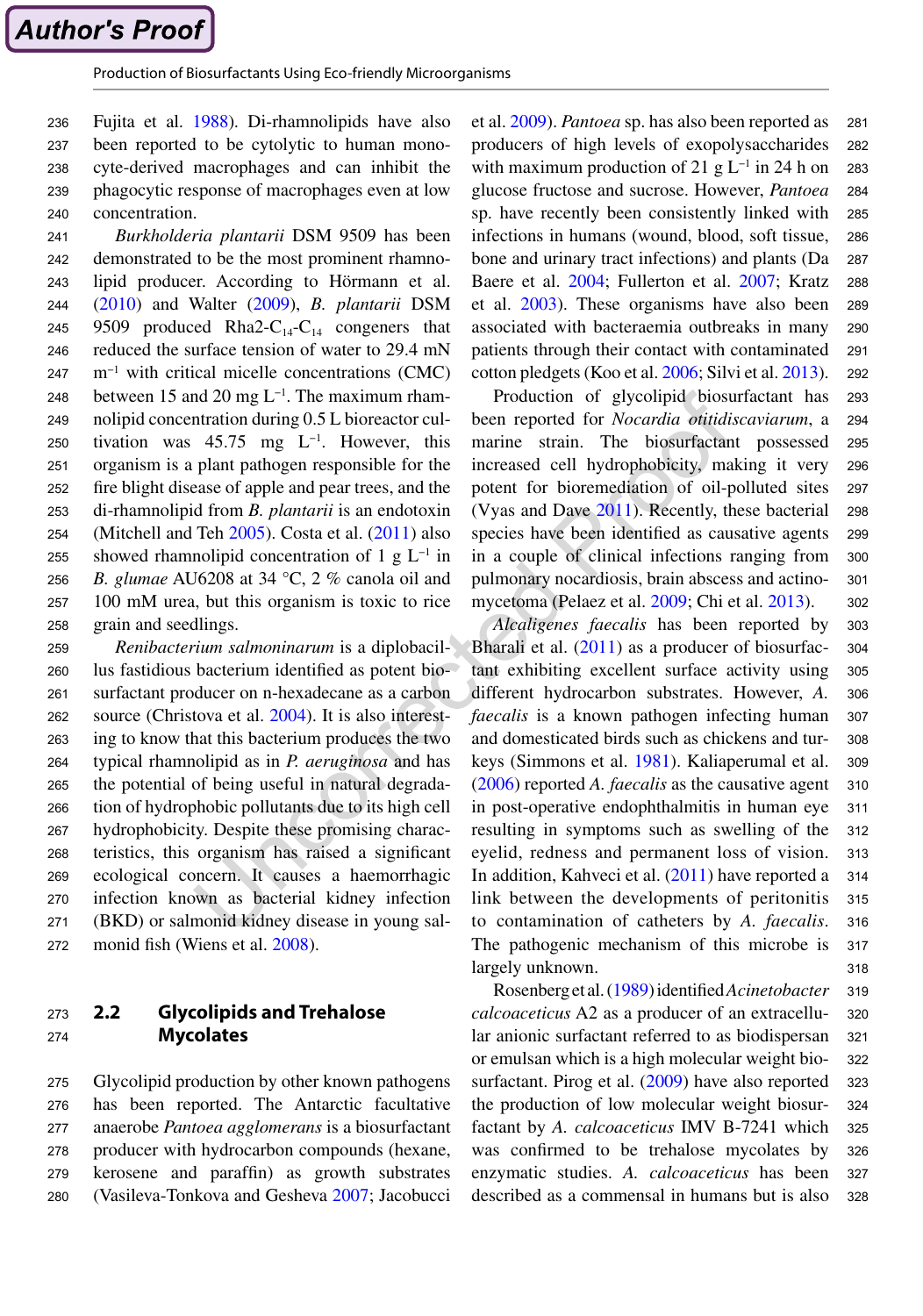Fujita et al. 1988). Di-rhamnolipids have also been reported to be cytolytic to human monocyte-derived macrophages and can inhibit the phagocytic response of macrophages even at low concentration.

*Burkholderia plantarii* DSM 9509 has been demonstrated to be the most prominent rhamnolipid producer. According to Hörmann et al. (2010) and Walter (2009), *B. plantarii* DSM 9509 produced Rha2-$C_{14}$-$C_{14}$ congeners that reduced the surface tension of water to 29.4 mN $m^{-1}$ with critical micelle concentrations (CMC) between 15 and 20 mg $L^{-1}$. The maximum rhamnolipid concentration during 0.5 L bioreactor cultivation was 45.75 mg $L^{-1}$. However, this organism is a plant pathogen responsible for the fire blight disease of apple and pear trees, and the di-rhamnolipid from *B. plantarii* is an endotoxin (Mitchell and Teh 2005). Costa et al. (2011) also showed rhamnolipid concentration of 1 g $L^{-1}$ in *B. glumae* AU6208 at 34 °C, 2 % canola oil and 100 mM urea, but this organism is toxic to rice grain and seedlings.

*Renibacterium salmoninarum* is a diplobacillus fastidious bacterium identified as potent biosurfactant producer on n-hexadecane as a carbon source (Christova et al. 2004). It is also interesting to know that this bacterium produces the two typical rhamnolipid as in *P. aeruginosa* and has the potential of being useful in natural degradation of hydrophobic pollutants due to its high cell hydrophobicity. Despite these promising characteristics, this organism has raised a significant ecological concern. It causes a haemorrhagic infection known as bacterial kidney infection (BKD) or salmonid kidney disease in young salmonid fish (Wiens et al. 2008).

## 2.2 Glycolipids and Trehalose Mycolates

Glycolipid production by other known pathogens has been reported. The Antarctic facultative anaerobe *Pantoea agglomerans* is a biosurfactant producer with hydrocarbon compounds (hexane, kerosene and paraffin) as growth substrates (Vasileva-Tonkova and Gesheva 2007; Jacobucci et al. 2009). *Pantoea* sp. has also been reported as producers of high levels of exopolysaccharides with maximum production of 21 g $L^{-1}$ in 24 h on glucose fructose and sucrose. However, *Pantoea* sp. have recently been consistently linked with infections in humans (wound, blood, soft tissue, bone and urinary tract infections) and plants (Da Baere et al. 2004; Fullerton et al. 2007; Kratz et al. 2003). These organisms have also been associated with bacteraemia outbreaks in many patients through their contact with contaminated cotton pledgets (Koo et al. 2006; Silvi et al. 2013).

Production of glycolipid biosurfactant has been reported for *Nocardia otitidiscaviarum*, a marine strain. The biosurfactant possessed increased cell hydrophobicity, making it very potent for bioremediation of oil-polluted sites (Vyas and Dave 2011). Recently, these bacterial species have been identified as causative agents in a couple of clinical infections ranging from pulmonary nocardiosis, brain abscess and actinomycetoma (Pelaez et al. 2009; Chi et al. 2013).

*Alcaligenes faecalis* has been reported by Bharali et al. (2011) as a producer of biosurfactant exhibiting excellent surface activity using different hydrocarbon substrates. However, *A. faecalis* is a known pathogen infecting human and domesticated birds such as chickens and turkeys (Simmons et al. 1981). Kaliaperumal et al. (2006) reported *A. faecalis* as the causative agent in post-operative endophthalmitis in human eye resulting in symptoms such as swelling of the eyelid, redness and permanent loss of vision. In addition, Kahveci et al. (2011) have reported a link between the developments of peritonitis to contamination of catheters by *A. faecalis*. The pathogenic mechanism of this microbe is largely unknown.

Rosenberg et al. (1989) identified *Acinetobacter calcoaceticus* A2 as a producer of an extracellular anionic surfactant referred to as biodispersan or emulsan which is a high molecular weight biosurfactant. Pirog et al. (2009) have also reported the production of low molecular weight biosurfactant by *A. calcoaceticus* IMV B-7241 which was confirmed to be trehalose mycolates by enzymatic studies. *A. calcoaceticus* has been described as a commensal in humans but is also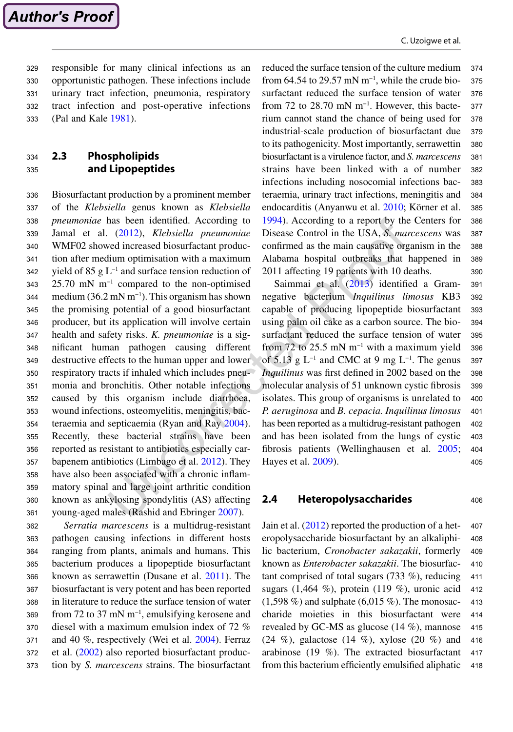responsible for many clinical infections as an opportunistic pathogen. These infections include urinary tract infection, pneumonia, respiratory tract infection and post-operative infections (Pal and Kale 1981).

## 2.3 Phospholipids and Lipopeptides

Biosurfactant production by a prominent member of the *Klebsiella* genus known as *Klebsiella pneumoniae* has been identified. According to Jamal et al. (2012), *Klebsiella pneumoniae* WMF02 showed increased biosurfactant production after medium optimisation with a maximum yield of 85 g $L^{-1}$ and surface tension reduction of 25.70 mN $m^{-1}$ compared to the non-optimised medium (36.2 mN $m^{-1}$). This organism has shown the promising potential of a good biosurfactant producer, but its application will involve certain health and safety risks. *K. pneumoniae* is a significant human pathogen causing different destructive effects to the human upper and lower respiratory tracts if inhaled which includes pneumonia and bronchitis. Other notable infections caused by this organism include diarrhoea, wound infections, osteomyelitis, meningitis, bacteraemia and septicaemia (Ryan and Ray 2004). Recently, these bacterial strains have been reported as resistant to antibiotics especially carbapenem antibiotics (Limbago et al. 2012). They have also been associated with a chronic inflammatory spinal and large joint arthritic condition known as ankylosing spondylitis (AS) affecting young-aged males (Rashid and Ebringer 2007).

*Serratia marcescens* is a multidrug-resistant pathogen causing infections in different hosts ranging from plants, animals and humans. This bacterium produces a lipopeptide biosurfactant known as serrawettin (Dusane et al. 2011). The biosurfactant is very potent and has been reported in literature to reduce the surface tension of water from 72 to 37 mN $m^{-1}$, emulsifying kerosene and diesel with a maximum emulsion index of 72 % and 40 %, respectively (Wei et al. 2004). Ferraz et al. (2002) also reported biosurfactant production by *S. marcescens* strains. The biosurfactant reduced the surface tension of the culture medium from 64.54 to 29.57 mN $m^{-1}$, while the crude biosurfactant reduced the surface tension of water from 72 to 28.70 mN $m^{-1}$. However, this bacterium cannot stand the chance of being used for industrial-scale production of biosurfactant due to its pathogenicity. Most importantly, serrawettin biosurfactant is a virulence factor, and *S. marcescens* strains have been linked with a of number infections including nosocomial infections bacteraemia, urinary tract infections, meningitis and endocarditis (Anyanwu et al. 2010; Körner et al. 1994). According to a report by the Centers for Disease Control in the USA, *S. marcescens* was confirmed as the main causative organism in the Alabama hospital outbreaks that happened in 2011 affecting 19 patients with 10 deaths.

Saimmai et al. (2013) identified a Gram-negative bacterium *Inquilinus limosus* KB3 capable of producing lipopeptide biosurfactant using palm oil cake as a carbon source. The biosurfactant reduced the surface tension of water from 72 to 25.5 mN $m^{-1}$ with a maximum yield of 5.13 g $L^{-1}$ and CMC at 9 mg $L^{-1}$. The genus *Inquilinus* was first defined in 2002 based on the molecular analysis of 51 unknown cystic fibrosis isolates. This group of organisms is unrelated to *P. aeruginosa* and *B. cepacia*. *Inquilinus limosus* has been reported as a multidrug-resistant pathogen and has been isolated from the lungs of cystic fibrosis patients (Wellinghausen et al. 2005; Hayes et al. 2009).

## 2.4 Heteropolysaccharides

Jain et al. (2012) reported the production of a heteropolysaccharide biosurfactant by an alkaliphilic bacterium, *Cronobacter sakazakii*, formerly known as *Enterobacter sakazakii*. The biosurfactant comprised of total sugars (733 %), reducing sugars (1,464 %), protein (119 %), uronic acid (1,598 %) and sulphate (6,015 %). The monosaccharide moieties in this biosurfactant were revealed by GC-MS as glucose (14 %), mannose (24 %), galactose (14 %), xylose (20 %) and arabinose (19 %). The extracted biosurfactant from this bacterium efficiently emulsified aliphatic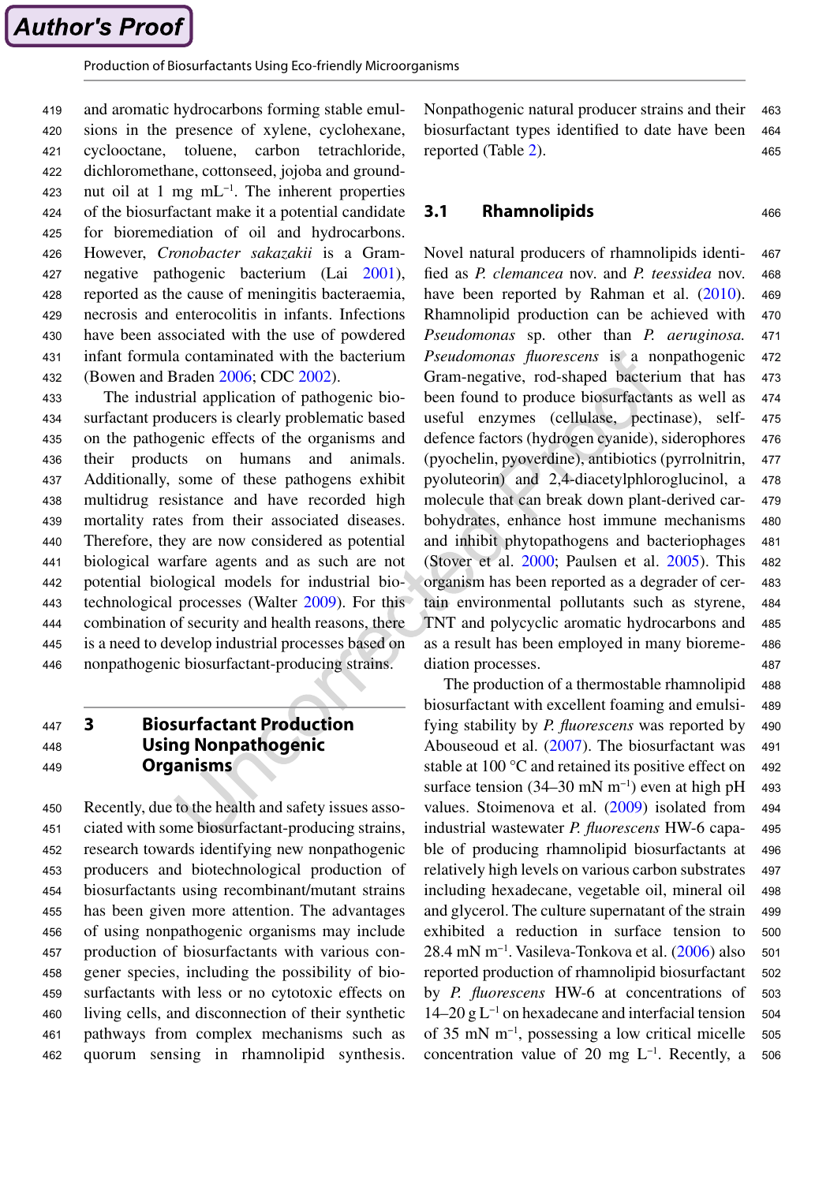and aromatic hydrocarbons forming stable emulsions in the presence of xylene, cyclohexane, cyclooctane, toluene, carbon tetrachloride, dichloromethane, cottonseed, jojoba and groundnut oil at 1 mg $mL^{-1}$. The inherent properties of the biosurfactant make it a potential candidate for bioremediation of oil and hydrocarbons. However, *Cronobacter sakazakii* is a Gram-negative pathogenic bacterium (Lai 2001), reported as the cause of meningitis bacteraemia, necrosis and enterocolitis in infants. Infections have been associated with the use of powdered infant formula contaminated with the bacterium (Bowen and Braden 2006; CDC 2002).

The industrial application of pathogenic biosurfactant producers is clearly problematic based on the pathogenic effects of the organisms and their products on humans and animals. Additionally, some of these pathogens exhibit multidrug resistance and have recorded high mortality rates from their associated diseases. Therefore, they are now considered as potential biological warfare agents and as such are not potential biological models for industrial biotechnological processes (Walter 2009). For this combination of security and health reasons, there is a need to develop industrial processes based on nonpathogenic biosurfactant-producing strains.

## 3 Biosurfactant Production Using Nonpathogenic Organisms

Recently, due to the health and safety issues associated with some biosurfactant-producing strains, research towards identifying new nonpathogenic producers and biotechnological production of biosurfactants using recombinant/mutant strains has been given more attention. The advantages of using nonpathogenic organisms may include production of biosurfactants with various congener species, including the possibility of biosurfactants with less or no cytotoxic effects on living cells, and disconnection of their synthetic pathways from complex mechanisms such as quorum sensing in rhamnolipid synthesis. Nonpathogenic natural producer strains and their biosurfactant types identified to date have been reported (Table 2).

### 3.1 Rhamnolipids

Novel natural producers of rhamnolipids identified as *P. clemancea* nov. and *P. teessidea* nov. have been reported by Rahman et al. (2010). Rhamnolipid production can be achieved with *Pseudomonas* sp. other than *P. aeruginosa*. *Pseudomonas fluorescens* is a nonpathogenic Gram-negative, rod-shaped bacterium that has been found to produce biosurfactants as well as useful enzymes (cellulase, pectinase), self-defence factors (hydrogen cyanide), siderophores (pyochelin, pyoverdine), antibiotics (pyrrolnitrin, pyoluteorin) and 2,4-diacetylphloroglucinol, a molecule that can break down plant-derived carbohydrates, enhance host immune mechanisms and inhibit phytopathogens and bacteriophages (Stover et al. 2000; Paulsen et al. 2005). This organism has been reported as a degrader of certain environmental pollutants such as styrene, TNT and polycyclic aromatic hydrocarbons and as a result has been employed in many bioremediation processes.

The production of a thermostable rhamnolipid biosurfactant with excellent foaming and emulsifying stability by *P. fluorescens* was reported by Abouseoud et al. (2007). The biosurfactant was stable at 100 °C and retained its positive effect on surface tension (34–30 mN $m^{-1}$) even at high pH values. Stoimenova et al. (2009) isolated from industrial wastewater *P. fluorescens* HW-6 capable of producing rhamnolipid biosurfactants at relatively high levels on various carbon substrates including hexadecane, vegetable oil, mineral oil and glycerol. The culture supernatant of the strain exhibited a reduction in surface tension to 28.4 mN $m^{-1}$. Vasileva-Tonkova et al. (2006) also reported production of rhamnolipid biosurfactant by *P. fluorescens* HW-6 at concentrations of 14–20 g $L^{-1}$ on hexadecane and interfacial tension of 35 mN $m^{-1}$, possessing a low critical micelle concentration value of 20 mg $L^{-1}$. Recently, a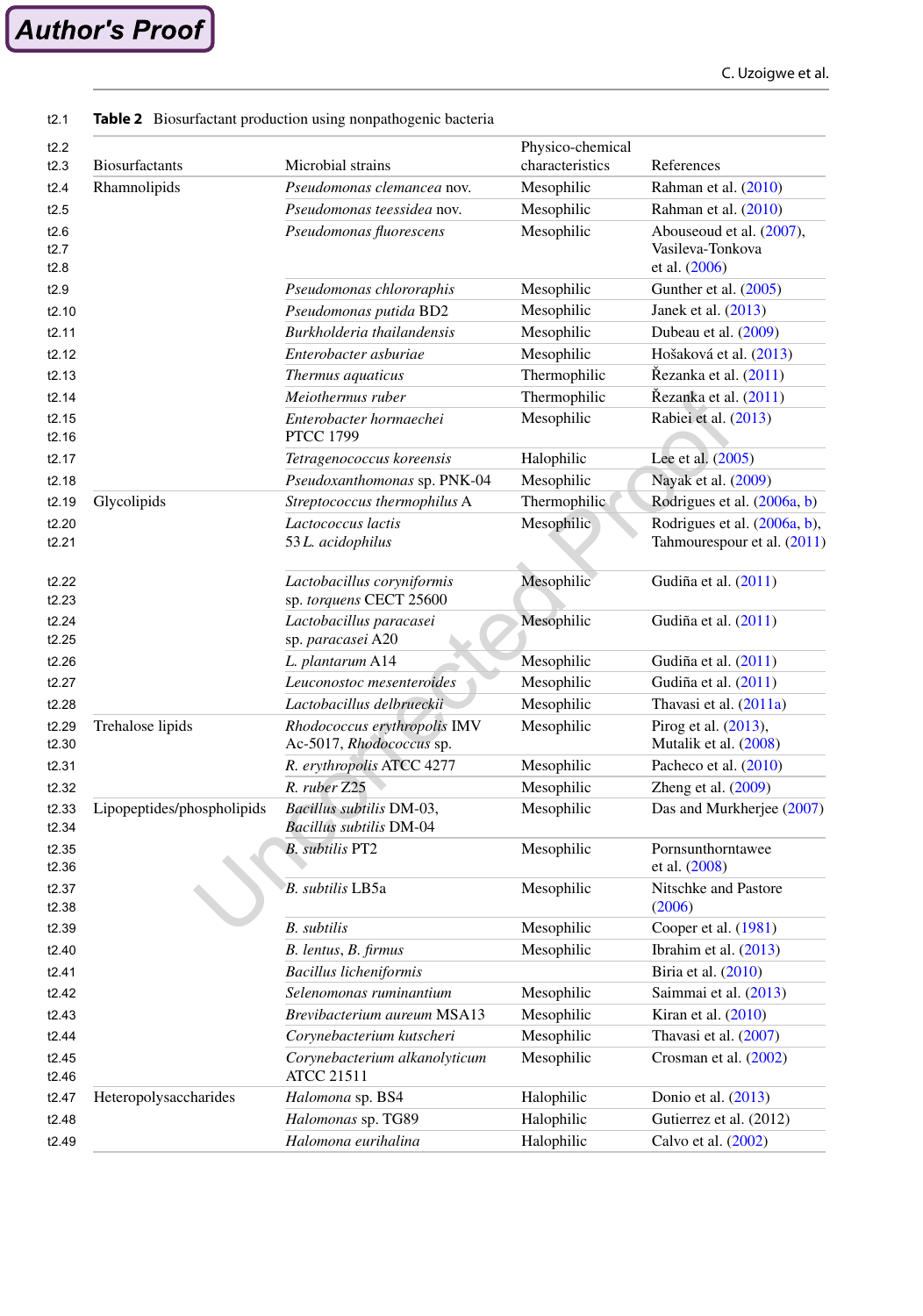**Table 2** Biosurfactant production using nonpathogenic bacteria

| Biosurfactants | Microbial strains | Physico-chemical characteristics | References |
|---|---|---|---|
| Rhamnolipids | *Pseudomonas clemancea* nov. | Mesophilic | Rahman et al. (2010) |
| | *Pseudomonas teessidea* nov. | Mesophilic | Rahman et al. (2010) |
| | *Pseudomonas fluorescens* | Mesophilic | Abouseoud et al. (2007), Vasileva-Tonkova et al. (2006) |
| | *Pseudomonas chlororaphis* | Mesophilic | Gunther et al. (2005) |
| | *Pseudomonas putida* BD2 | Mesophilic | Janek et al. (2013) |
| | *Burkholderia thailandensis* | Mesophilic | Dubeau et al. (2009) |
| | *Enterobacter asburiae* | Mesophilic | Hošaková et al. (2013) |
| | *Thermus aquaticus* | Thermophilic | Řezanka et al. (2011) |
| | *Meiothermus ruber* | Thermophilic | Řezanka et al. (2011) |
| | *Enterobacter hormaechei* PTCC 1799 | Mesophilic | Rabiei et al. (2013) |
| | *Tetragenococcus koreensis* | Halophilic | Lee et al. (2005) |
| | *Pseudoxanthomonas* sp. PNK-04 | Mesophilic | Nayak et al. (2009) |
| Glycolipids | *Streptococcus thermophilus* A | Thermophilic | Rodrigues et al. (2006a, b) |
| | *Lactococcus lactis* 53 *L. acidophilus* | Mesophilic | Rodrigues et al. (2006a, b), Tahmourespour et al. (2011) |
| | *Lactobacillus coryniformis* sp. *torquens* CECT 25600 | Mesophilic | Gudiña et al. (2011) |
| | *Lactobacillus paracasei* sp. *paracasei* A20 | Mesophilic | Gudiña et al. (2011) |
| | *L. plantarum* A14 | Mesophilic | Gudiña et al. (2011) |
| | *Leuconostoc mesenteroides* | Mesophilic | Gudiña et al. (2011) |
| | *Lactobacillus delbrueckii* | Mesophilic | Thavasi et al. (2011a) |
| Trehalose lipids | *Rhodococcus erythropolis* IMV Ac-5017, *Rhodococcus* sp. | Mesophilic | Pirog et al. (2013), Mutalik et al. (2008) |
| | *R. erythropolis* ATCC 4277 | Mesophilic | Pacheco et al. (2010) |
| | *R. ruber* Z25 | Mesophilic | Zheng et al. (2009) |
| Lipopeptides/phospholipids | *Bacillus subtilis* DM-03, *Bacillus subtilis* DM-04 | Mesophilic | Das and Murkherjee (2007) |
| | *B. subtilis* PT2 | Mesophilic | Pornsunthorntawee et al. (2008) |
| | *B. subtilis* LB5a | Mesophilic | Nitschke and Pastore (2006) |
| | *B. subtilis* | Mesophilic | Cooper et al. (1981) |
| | *B. lentus*, *B. firmus* | Mesophilic | Ibrahim et al. (2013) |
| | *Bacillus licheniformis* | | Biria et al. (2010) |
| | *Selenomonas ruminantium* | Mesophilic | Saimmai et al. (2013) |
| | *Brevibacterium aureum* MSA13 | Mesophilic | Kiran et al. (2010) |
| | *Corynebacterium kutscheri* | Mesophilic | Thavasi et al. (2007) |
| | *Corynebacterium alkanolyticum* ATCC 21511 | Mesophilic | Crosman et al. (2002) |
| Heteropolysaccharides | *Halomona* sp. BS4 | Halophilic | Donio et al. (2013) |
| | *Halomonas* sp. TG89 | Halophilic | Gutierrez et al. (2012) |
| | *Halomona eurihalina* | Halophilic | Calvo et al. (2002) |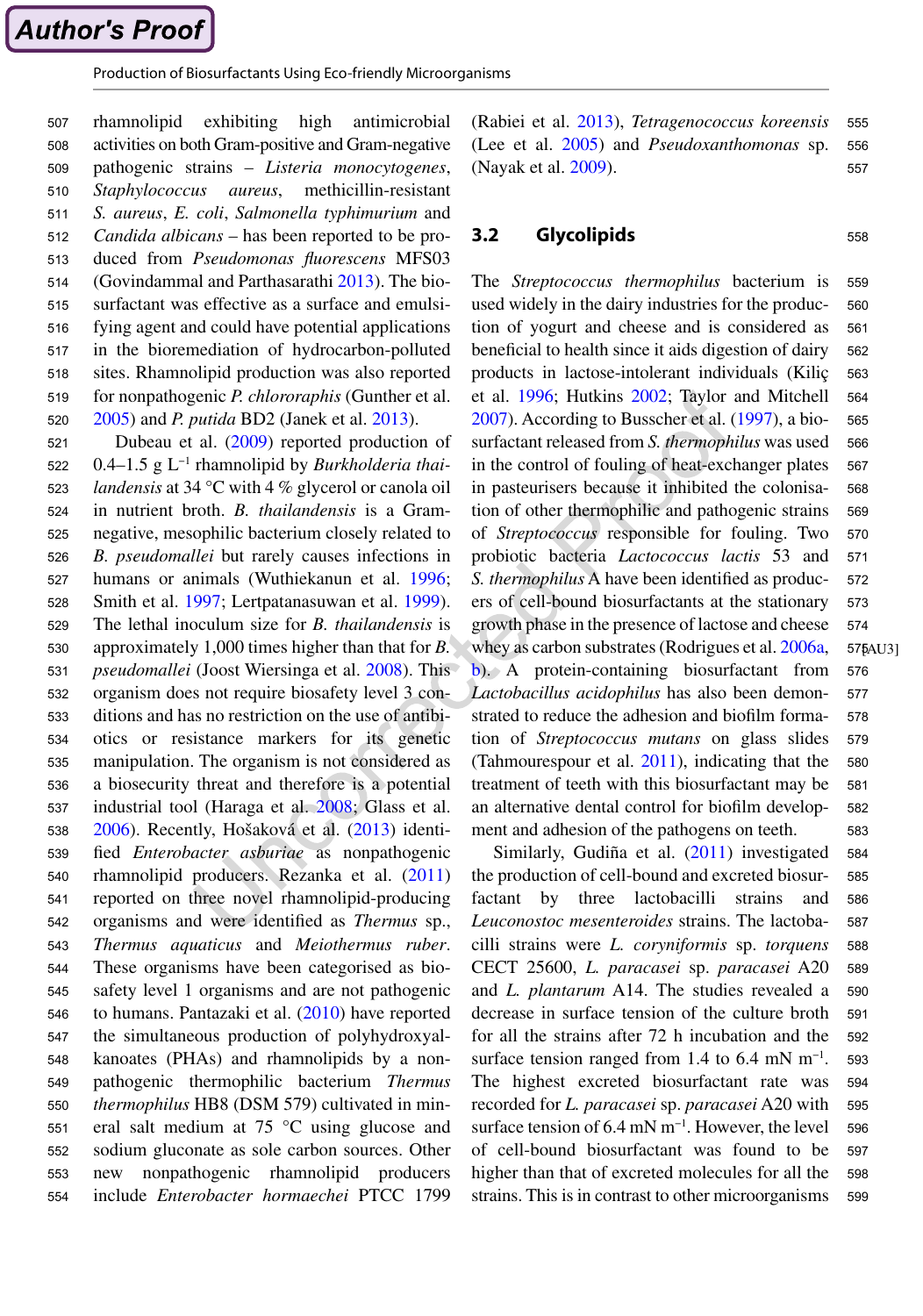rhamnolipid exhibiting high antimicrobial activities on both Gram-positive and Gram-negative pathogenic strains – *Listeria monocytogenes*, *Staphylococcus aureus*, methicillin-resistant *S. aureus*, *E. coli*, *Salmonella typhimurium* and *Candida albicans* – has been reported to be produced from *Pseudomonas fluorescens* MFS03 (Govindammal and Parthasarathi 2013). The biosurfactant was effective as a surface and emulsifying agent and could have potential applications in the bioremediation of hydrocarbon-polluted sites. Rhamnolipid production was also reported for nonpathogenic *P. chlororaphis* (Gunther et al. 2005) and *P. putida* BD2 (Janek et al. 2013).

Dubeau et al. (2009) reported production of 0.4–1.5 g $L^{-1}$ rhamnolipid by *Burkholderia thailandensis* at 34 °C with 4 % glycerol or canola oil in nutrient broth. *B. thailandensis* is a Gram-negative, mesophilic bacterium closely related to *B. pseudomallei* but rarely causes infections in humans or animals (Wuthiekanun et al. 1996; Smith et al. 1997; Lertpatanasuwan et al. 1999). The lethal inoculum size for *B. thailandensis* is approximately 1,000 times higher than that for *B. pseudomallei* (Joost Wiersinga et al. 2008). This organism does not require biosafety level 3 conditions and has no restriction on the use of antibiotics or resistance markers for its genetic manipulation. The organism is not considered as a biosecurity threat and therefore is a potential industrial tool (Haraga et al. 2008; Glass et al. 2006). Recently, Hošaková et al. (2013) identified *Enterobacter asburiae* as nonpathogenic rhamnolipid producers. Rezanka et al. (2011) reported on three novel rhamnolipid-producing organisms and were identified as *Thermus* sp., *Thermus aquaticus* and *Meiothermus ruber*. These organisms have been categorised as biosafety level 1 organisms and are not pathogenic to humans. Pantazaki et al. (2010) have reported the simultaneous production of polyhydroxyalkanoates (PHAs) and rhamnolipids by a nonpathogenic thermophilic bacterium *Thermus thermophilus* HB8 (DSM 579) cultivated in mineral salt medium at 75 °C using glucose and sodium gluconate as sole carbon sources. Other new nonpathogenic rhamnolipid producers include *Enterobacter hormaechei* PTCC 1799 (Rabiei et al. 2013), *Tetragenococcus koreensis* (Lee et al. 2005) and *Pseudoxanthomonas* sp. (Nayak et al. 2009).

## 3.2 Glycolipids

The *Streptococcus thermophilus* bacterium is used widely in the dairy industries for the production of yogurt and cheese and is considered as beneficial to health since it aids digestion of dairy products in lactose-intolerant individuals (Kiliç et al. 1996; Hutkins 2002; Taylor and Mitchell 2007). According to Busscher et al. (1997), a biosurfactant released from *S. thermophilus* was used in the control of fouling of heat-exchanger plates in pasteurisers because it inhibited the colonisation of other thermophilic and pathogenic strains of *Streptococcus* responsible for fouling. Two probiotic bacteria *Lactococcus lactis* 53 and *S. thermophilus* A have been identified as producers of cell-bound biosurfactants at the stationary growth phase in the presence of lactose and cheese whey as carbon substrates (Rodrigues et al. 2006a, b). [AU3] A protein-containing biosurfactant from *Lactobacillus acidophilus* has also been demonstrated to reduce the adhesion and biofilm formation of *Streptococcus mutans* on glass slides (Tahmourespour et al. 2011), indicating that the treatment of teeth with this biosurfactant may be an alternative dental control for biofilm development and adhesion of the pathogens on teeth.

Similarly, Gudiña et al. (2011) investigated the production of cell-bound and excreted biosurfactant by three lactobacilli strains and *Leuconostoc mesenteroides* strains. The lactobacilli strains were *L. coryniformis* sp. *torquens* CECT 25600, *L. paracasei* sp. *paracasei* A20 and *L. plantarum* A14. The studies revealed a decrease in surface tension of the culture broth for all the strains after 72 h incubation and the surface tension ranged from 1.4 to 6.4 mN $m^{-1}$. The highest excreted biosurfactant rate was recorded for *L. paracasei* sp. *paracasei* A20 with surface tension of 6.4 mN $m^{-1}$. However, the level of cell-bound biosurfactant was found to be higher than that of excreted molecules for all the strains. This is in contrast to other microorganisms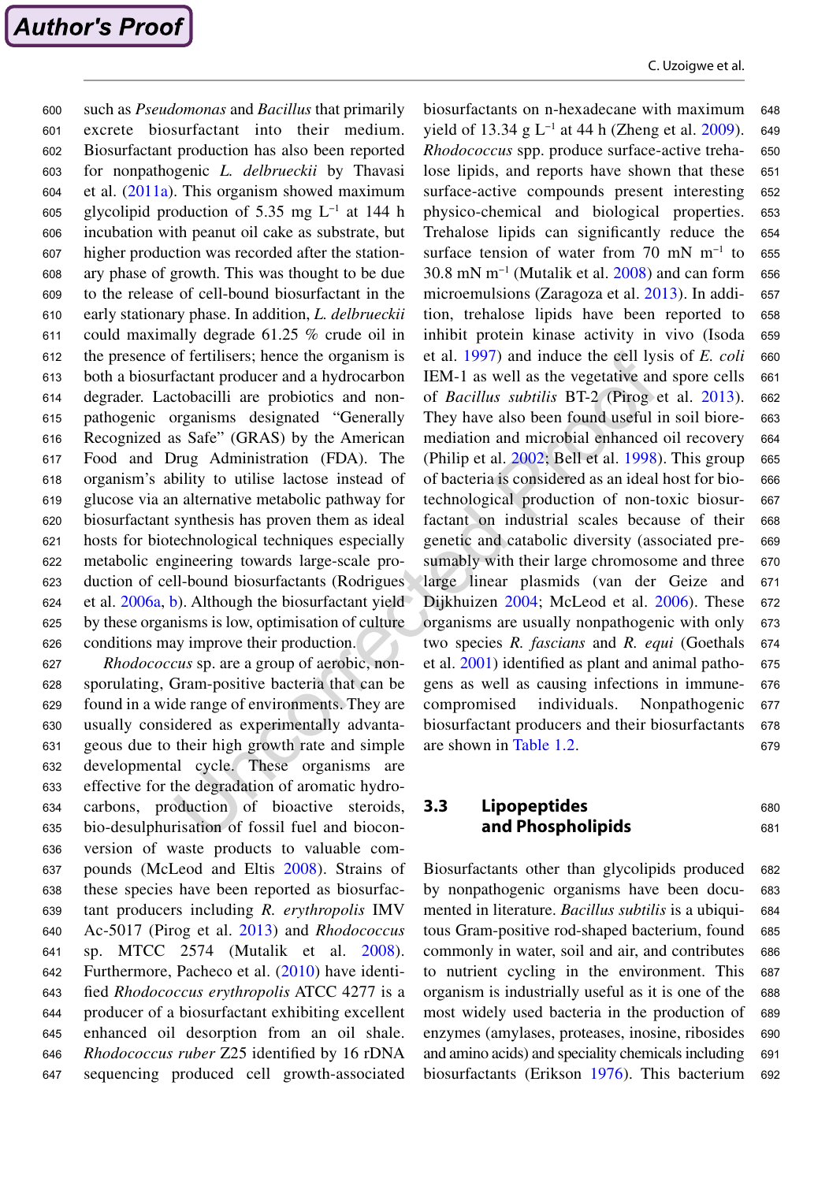such as *Pseudomonas* and *Bacillus* that primarily excrete biosurfactant into their medium. Biosurfactant production has also been reported for nonpathogenic *L. delbrueckii* by Thavasi et al. (2011a). This organism showed maximum glycolipid production of 5.35 mg $L^{-1}$ at 144 h incubation with peanut oil cake as substrate, but higher production was recorded after the stationary phase of growth. This was thought to be due to the release of cell-bound biosurfactant in the early stationary phase. In addition, *L. delbrueckii* could maximally degrade 61.25 % crude oil in the presence of fertilisers; hence the organism is both a biosurfactant producer and a hydrocarbon degrader. Lactobacilli are probiotics and nonpathogenic organisms designated "Generally Recognized as Safe" (GRAS) by the American Food and Drug Administration (FDA). The organism's ability to utilise lactose instead of glucose via an alternative metabolic pathway for biosurfactant synthesis has proven them as ideal hosts for biotechnological techniques especially metabolic engineering towards large-scale production of cell-bound biosurfactants (Rodrigues et al. 2006a, b). Although the biosurfactant yield by these organisms is low, optimisation of culture conditions may improve their production.

*Rhodococcus* sp. are a group of aerobic, nonsporulating, Gram-positive bacteria that can be found in a wide range of environments. They are usually considered as experimentally advantageous due to their high growth rate and simple developmental cycle. These organisms are effective for the degradation of aromatic hydrocarbons, production of bioactive steroids, bio-desulphurisation of fossil fuel and bioconversion of waste products to valuable compounds (McLeod and Eltis 2008). Strains of these species have been reported as biosurfactant producers including *R. erythropolis* IMV Ac-5017 (Pirog et al. 2013) and *Rhodococcus* sp. MTCC 2574 (Mutalik et al. 2008). Furthermore, Pacheco et al. (2010) have identified *Rhodococcus erythropolis* ATCC 4277 is a producer of a biosurfactant exhibiting excellent enhanced oil desorption from an oil shale. *Rhodococcus ruber* Z25 identified by 16 rDNA sequencing produced cell growth-associated biosurfactants on n-hexadecane with maximum yield of 13.34 g $L^{-1}$ at 44 h (Zheng et al. 2009). *Rhodococcus* spp. produce surface-active trehalose lipids, and reports have shown that these surface-active compounds present interesting physico-chemical and biological properties. Trehalose lipids can significantly reduce the surface tension of water from 70 mN $m^{-1}$ to 30.8 mN $m^{-1}$ (Mutalik et al. 2008) and can form microemulsions (Zaragoza et al. 2013). In addition, trehalose lipids have been reported to inhibit protein kinase activity in vivo (Isoda et al. 1997) and induce the cell lysis of *E. coli* IEM-1 as well as the vegetative and spore cells of *Bacillus subtilis* BT-2 (Pirog et al. 2013). They have also been found useful in soil bioremediation and microbial enhanced oil recovery (Philip et al. 2002; Bell et al. 1998). This group of bacteria is considered as an ideal host for biotechnological production of non-toxic biosurfactant on industrial scales because of their genetic and catabolic diversity (associated presumably with their large chromosome and three large linear plasmids (van der Geize and Dijkhuizen 2004; McLeod et al. 2006). These organisms are usually nonpathogenic with only two species *R. fascians* and *R. equi* (Goethals et al. 2001) identified as plant and animal pathogens as well as causing infections in immune-compromised individuals. Nonpathogenic biosurfactant producers and their biosurfactants are shown in Table 1.2.

### 3.3 Lipopeptides and Phospholipids

Biosurfactants other than glycolipids produced by nonpathogenic organisms have been documented in literature. *Bacillus subtilis* is a ubiquitous Gram-positive rod-shaped bacterium, found commonly in water, soil and air, and contributes to nutrient cycling in the environment. This organism is industrially useful as it is one of the most widely used bacteria in the production of enzymes (amylases, proteases, inosine, ribosides and amino acids) and speciality chemicals including biosurfactants (Erikson 1976). This bacterium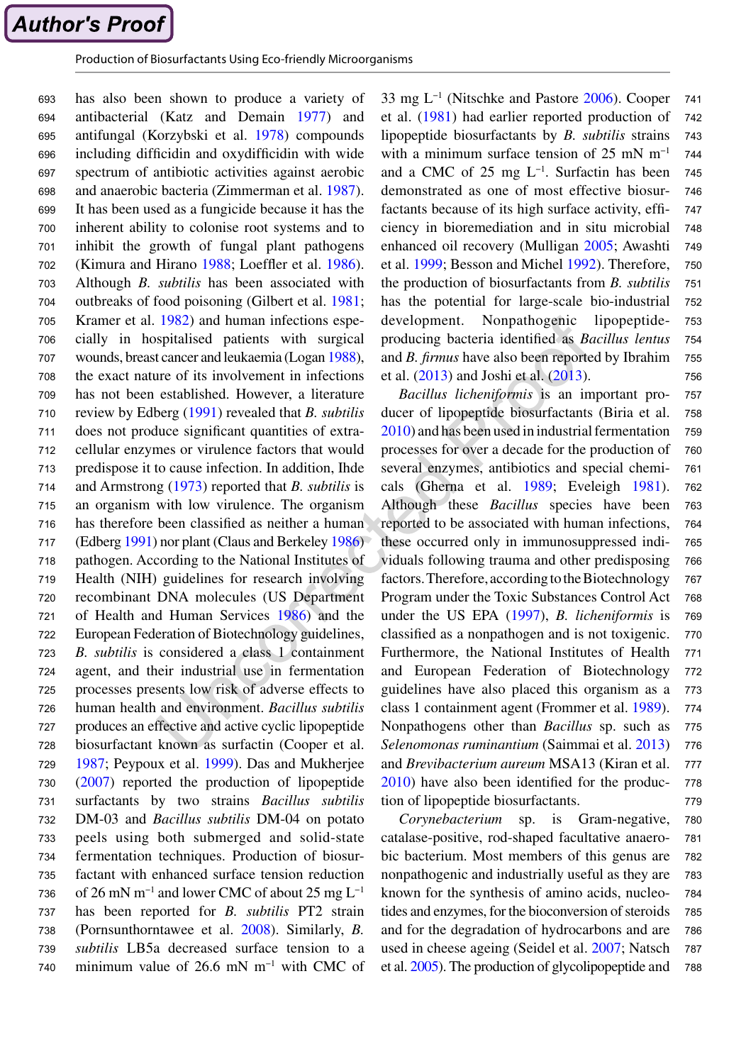has also been shown to produce a variety of antibacterial (Katz and Demain 1977) and antifungal (Korzybski et al. 1978) compounds including difficidin and oxydifficidin with wide spectrum of antibiotic activities against aerobic and anaerobic bacteria (Zimmerman et al. 1987). It has been used as a fungicide because it has the inherent ability to colonise root systems and to inhibit the growth of fungal plant pathogens (Kimura and Hirano 1988; Loeffler et al. 1986). Although *B. subtilis* has been associated with outbreaks of food poisoning (Gilbert et al. 1981; Kramer et al. 1982) and human infections especially in hospitalised patients with surgical wounds, breast cancer and leukaemia (Logan 1988), the exact nature of its involvement in infections has not been established. However, a literature review by Edberg (1991) revealed that *B. subtilis* does not produce significant quantities of extracellular enzymes or virulence factors that would predispose it to cause infection. In addition, Ihde and Armstrong (1973) reported that *B. subtilis* is an organism with low virulence. The organism has therefore been classified as neither a human (Edberg 1991) nor plant (Claus and Berkeley 1986) pathogen. According to the National Institutes of Health (NIH) guidelines for research involving recombinant DNA molecules (US Department of Health and Human Services 1986) and the European Federation of Biotechnology guidelines, *B. subtilis* is considered a class 1 containment agent, and their industrial use in fermentation processes presents low risk of adverse effects to human health and environment. *Bacillus subtilis* produces an effective and active cyclic lipopeptide biosurfactant known as surfactin (Cooper et al. 1987; Peypoux et al. 1999). Das and Mukherjee (2007) reported the production of lipopeptide surfactants by two strains *Bacillus subtilis* DM-03 and *Bacillus subtilis* DM-04 on potato peels using both submerged and solid-state fermentation techniques. Production of biosurfactant with enhanced surface tension reduction of 26 mN $m^{-1}$ and lower CMC of about 25 mg $L^{-1}$ has been reported for *B. subtilis* PT2 strain (Pornsunthorntawee et al. 2008). Similarly, *B. subtilis* LB5a decreased surface tension to a minimum value of 26.6 mN $m^{-1}$ with CMC of 33 mg $L^{-1}$ (Nitschke and Pastore 2006). Cooper et al. (1981) had earlier reported production of lipopeptide biosurfactants by *B. subtilis* strains with a minimum surface tension of 25 mN $m^{-1}$ and a CMC of 25 mg $L^{-1}$. Surfactin has been demonstrated as one of most effective biosurfactants because of its high surface activity, efficiency in bioremediation and in situ microbial enhanced oil recovery (Mulligan 2005; Awashti et al. 1999; Besson and Michel 1992). Therefore, the production of biosurfactants from *B. subtilis* has the potential for large-scale bio-industrial development. Nonpathogenic lipopeptide-producing bacteria identified as *Bacillus lentus* and *B. firmus* have also been reported by Ibrahim et al. (2013) and Joshi et al. (2013).

*Bacillus licheniformis* is an important producer of lipopeptide biosurfactants (Biria et al. 2010) and has been used in industrial fermentation processes for over a decade for the production of several enzymes, antibiotics and special chemicals (Gherna et al. 1989; Eveleigh 1981). Although these *Bacillus* species have been reported to be associated with human infections, these occurred only in immunosuppressed individuals following trauma and other predisposing factors. Therefore, according to the Biotechnology Program under the Toxic Substances Control Act under the US EPA (1997), *B. licheniformis* is classified as a nonpathogen and is not toxigenic. Furthermore, the National Institutes of Health and European Federation of Biotechnology guidelines have also placed this organism as a class 1 containment agent (Frommer et al. 1989). Nonpathogens other than *Bacillus* sp. such as *Selenomonas ruminantium* (Saimmai et al. 2013) and *Brevibacterium aureum* MSA13 (Kiran et al. 2010) have also been identified for the production of lipopeptide biosurfactants.

*Corynebacterium* sp. is Gram-negative, catalase-positive, rod-shaped facultative anaerobic bacterium. Most members of this genus are nonpathogenic and industrially useful as they are known for the synthesis of amino acids, nucleotides and enzymes, for the bioconversion of steroids and for the degradation of hydrocarbons and are used in cheese ageing (Seidel et al. 2007; Natsch et al. 2005). The production of glycolipopeptide and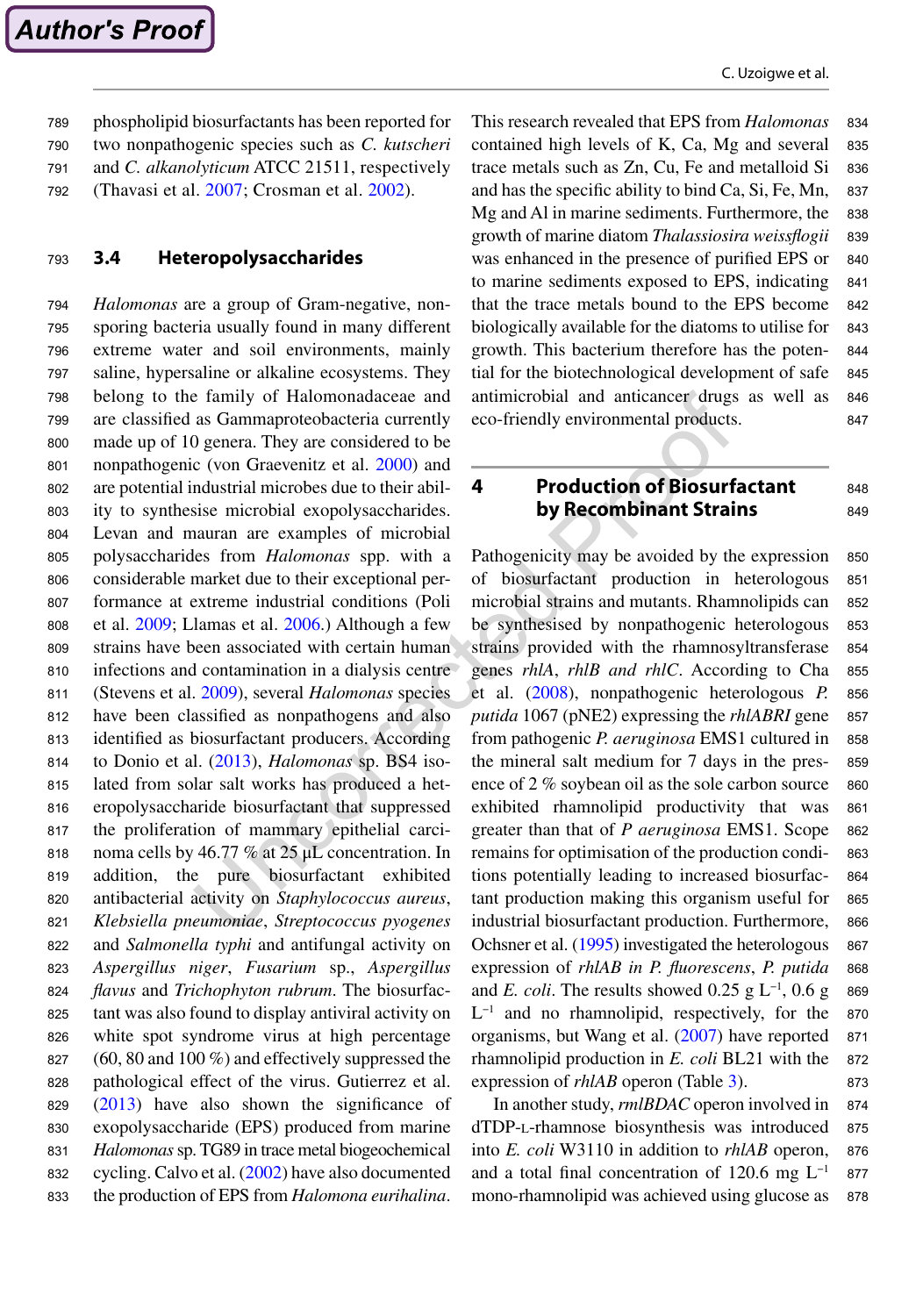phospholipid biosurfactants has been reported for two nonpathogenic species such as *C. kutscheri* and *C. alkanolyticum* ATCC 21511, respectively (Thavasi et al. 2007; Crosman et al. 2002).

### 3.4 Heteropolysaccharides

*Halomonas* are a group of Gram-negative, non-sporing bacteria usually found in many different extreme water and soil environments, mainly saline, hypersaline or alkaline ecosystems. They belong to the family of Halomonadaceae and are classified as Gammaproteobacteria currently made up of 10 genera. They are considered to be nonpathogenic (von Graevenitz et al. 2000) and are potential industrial microbes due to their ability to synthesise microbial exopolysaccharides. Levan and mauran are examples of microbial polysaccharides from *Halomonas* spp. with a considerable market due to their exceptional performance at extreme industrial conditions (Poli et al. 2009; Llamas et al. 2006.) Although a few strains have been associated with certain human infections and contamination in a dialysis centre (Stevens et al. 2009), several *Halomonas* species have been classified as nonpathogens and also identified as biosurfactant producers. According to Donio et al. (2013), *Halomonas* sp. BS4 isolated from solar salt works has produced a heteropolysaccharide biosurfactant that suppressed the proliferation of mammary epithelial carcinoma cells by 46.77 % at 25 μL concentration. In addition, the pure biosurfactant exhibited antibacterial activity on *Staphylococcus aureus*, *Klebsiella pneumoniae*, *Streptococcus pyogenes* and *Salmonella typhi* and antifungal activity on *Aspergillus niger*, *Fusarium* sp., *Aspergillus flavus* and *Trichophyton rubrum*. The biosurfactant was also found to display antiviral activity on white spot syndrome virus at high percentage (60, 80 and 100 %) and effectively suppressed the pathological effect of the virus. Gutierrez et al. (2013) have also shown the significance of exopolysaccharide (EPS) produced from marine *Halomonas* sp. TG89 in trace metal biogeochemical cycling. Calvo et al. (2002) have also documented the production of EPS from *Halomona eurihalina*. This research revealed that EPS from *Halomonas* contained high levels of K, Ca, Mg and several trace metals such as Zn, Cu, Fe and metalloid Si and has the specific ability to bind Ca, Si, Fe, Mn, Mg and Al in marine sediments. Furthermore, the growth of marine diatom *Thalassiosira weissflogii* was enhanced in the presence of purified EPS or to marine sediments exposed to EPS, indicating that the trace metals bound to the EPS become biologically available for the diatoms to utilise for growth. This bacterium therefore has the potential for the biotechnological development of safe antimicrobial and anticancer drugs as well as eco-friendly environmental products.

## 4 Production of Biosurfactant by Recombinant Strains

Pathogenicity may be avoided by the expression of biosurfactant production in heterologous microbial strains and mutants. Rhamnolipids can be synthesised by nonpathogenic heterologous strains provided with the rhamnosyltransferase genes *rhlA*, *rhlB and rhlC*. According to Cha et al. (2008), nonpathogenic heterologous *P. putida* 1067 (pNE2) expressing the *rhlABRI* gene from pathogenic *P. aeruginosa* EMS1 cultured in the mineral salt medium for 7 days in the presence of 2 % soybean oil as the sole carbon source exhibited rhamnolipid productivity that was greater than that of *P aeruginosa* EMS1. Scope remains for optimisation of the production conditions potentially leading to increased biosurfactant production making this organism useful for industrial biosurfactant production. Furthermore, Ochsner et al. (1995) investigated the heterologous expression of *rhlAB in P. fluorescens*, *P. putida* and *E. coli*. The results showed 0.25 g $L^{-1}$, 0.6 g $L^{-1}$ and no rhamnolipid, respectively, for the organisms, but Wang et al. (2007) have reported rhamnolipid production in *E. coli* BL21 with the expression of *rhlAB* operon (Table 3).

In another study, *rmlBDAC* operon involved in dTDP-L-rhamnose biosynthesis was introduced into *E. coli* W3110 in addition to *rhlAB* operon, and a total final concentration of 120.6 mg $L^{-1}$ mono-rhamnolipid was achieved using glucose as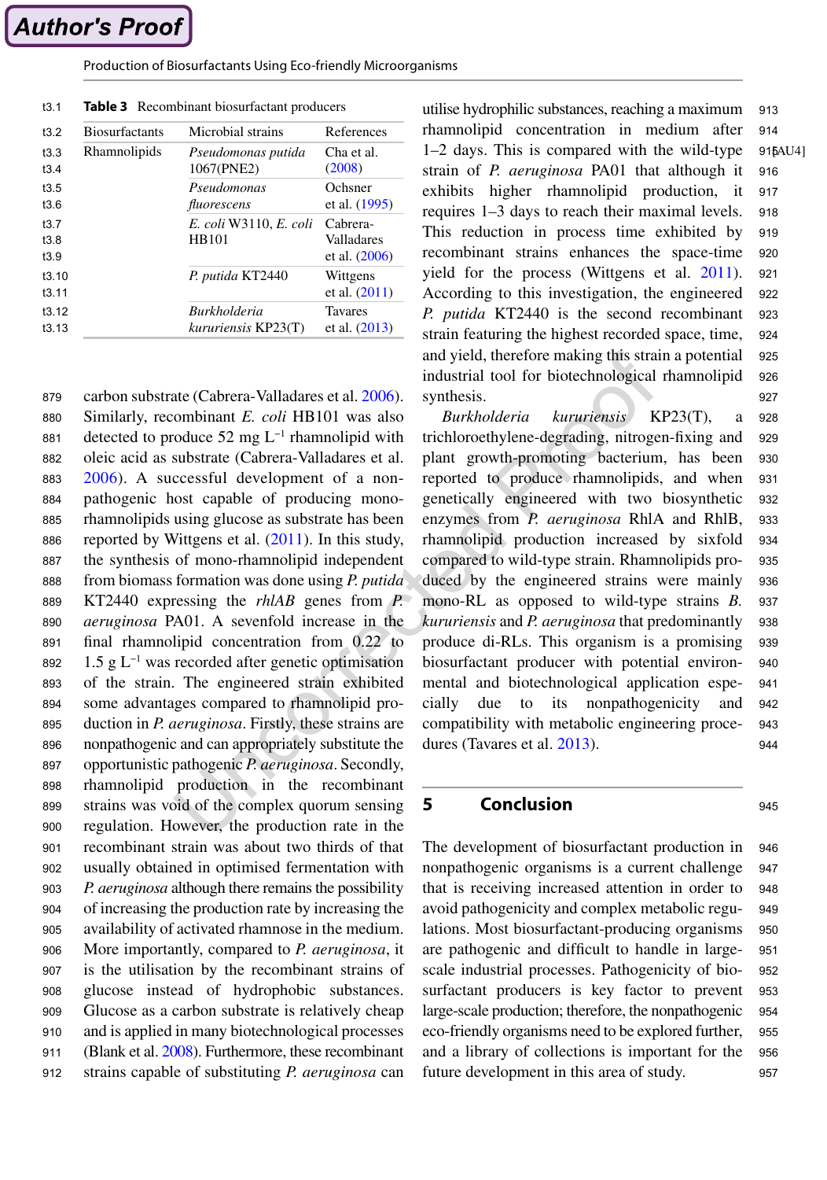**Table 3** Recombinant biosurfactant producers

| Biosurfactants | Microbial strains | References |
|---|---|---|
| Rhamnolipids | *Pseudomonas putida* 1067(PNE2) | Cha et al. (2008) |
| | *Pseudomonas fluorescens* | Ochsner et al. (1995) |
| | *E. coli* W3110, *E. coli* HB101 | Cabrera-Valladares et al. (2006) |
| | *P. putida* KT2440 | Wittgens et al. (2011) |
| | *Burkholderia kururiensis* KP23(T) | Tavares et al. (2013) |

carbon substrate (Cabrera-Valladares et al. 2006). Similarly, recombinant *E. coli* HB101 was also detected to produce 52 mg $L^{-1}$ rhamnolipid with oleic acid as substrate (Cabrera-Valladares et al. 2006). A successful development of a non-pathogenic host capable of producing mono-rhamnolipids using glucose as substrate has been reported by Wittgens et al. (2011). In this study, the synthesis of mono-rhamnolipid independent from biomass formation was done using *P. putida* KT2440 expressing the *rhlAB* genes from *P. aeruginosa* PA01. A sevenfold increase in the final rhamnolipid concentration from 0.22 to 1.5 g $L^{-1}$ was recorded after genetic optimisation of the strain. The engineered strain exhibited some advantages compared to rhamnolipid production in *P. aeruginosa*. Firstly, these strains are nonpathogenic and can appropriately substitute the opportunistic pathogenic *P. aeruginosa*. Secondly, rhamnolipid production in the recombinant strains was void of the complex quorum sensing regulation. However, the production rate in the recombinant strain was about two thirds of that usually obtained in optimised fermentation with *P. aeruginosa* although there remains the possibility of increasing the production rate by increasing the availability of activated rhamnose in the medium. More importantly, compared to *P. aeruginosa*, it is the utilisation by the recombinant strains of glucose instead of hydrophobic substances. Glucose as a carbon substrate is relatively cheap and is applied in many biotechnological processes (Blank et al. 2008). Furthermore, these recombinant strains capable of substituting *P. aeruginosa* can utilise hydrophilic substances, reaching a maximum rhamnolipid concentration in medium after 1–2 days. This is compared with the wild-type strain of *P. aeruginosa* PA01 that although it exhibits higher rhamnolipid production, it requires 1–3 days to reach their maximal levels. This reduction in process time exhibited by recombinant strains enhances the space-time yield for the process (Wittgens et al. 2011). According to this investigation, the engineered *P. putida* KT2440 is the second recombinant strain featuring the highest recorded space, time, and yield, therefore making this strain a potential industrial tool for biotechnological rhamnolipid synthesis.

*Burkholderia kururiensis* KP23(T), a trichloroethylene-degrading, nitrogen-fixing and plant growth-promoting bacterium, has been reported to produce rhamnolipids, and when genetically engineered with two biosynthetic enzymes from *P. aeruginosa* RhlA and RhlB, rhamnolipid production increased by sixfold compared to wild-type strain. Rhamnolipids produced by the engineered strains were mainly mono-RL as opposed to wild-type strains *B. kururiensis* and *P. aeruginosa* that predominantly produce di-RLs. This organism is a promising biosurfactant producer with potential environmental and biotechnological application especially due to its nonpathogenicity and compatibility with metabolic engineering procedures (Tavares et al. 2013).

## 5 Conclusion

The development of biosurfactant production in nonpathogenic organisms is a current challenge that is receiving increased attention in order to avoid pathogenicity and complex metabolic regulations. Most biosurfactant-producing organisms are pathogenic and difficult to handle in large-scale industrial processes. Pathogenicity of biosurfactant producers is key factor to prevent large-scale production; therefore, the nonpathogenic eco-friendly organisms need to be explored further, and a library of collections is important for the future development in this area of study.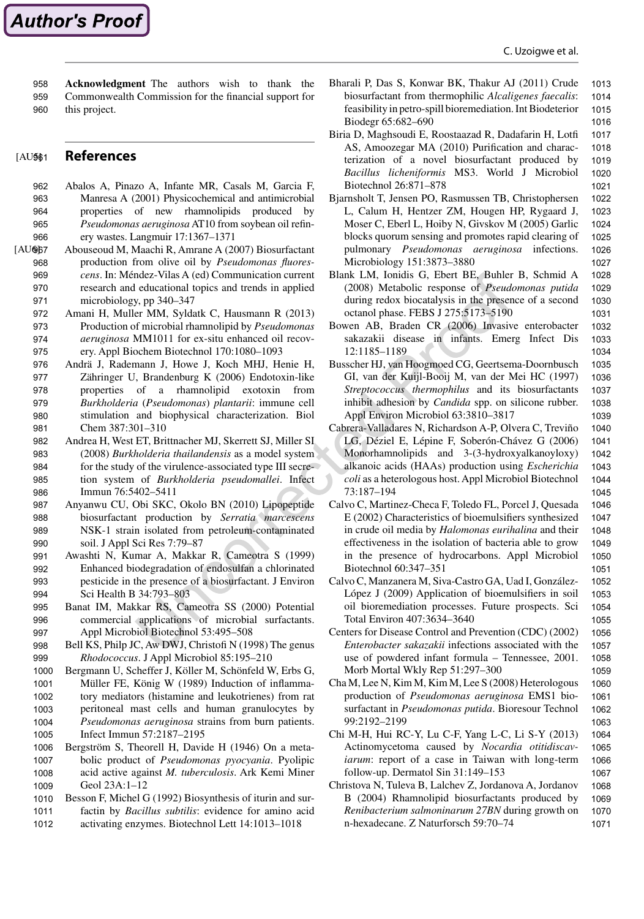**Acknowledgment** The authors wish to thank the Commonwealth Commission for the financial support for this project.

## References

Abalos A, Pinazo A, Infante MR, Casals M, Garcia F, Manresa A (2001) Physicochemical and antimicrobial properties of new rhamnolipids produced by *Pseudomonas aeruginosa* AT10 from soybean oil refinery wastes. Langmuir 17:1367–1371

Abouseoud M, Maachi R, Amrane A (2007) Biosurfactant production from olive oil by *Pseudomonas fluorescens*. In: Méndez-Vilas A (ed) Communication current research and educational topics and trends in applied microbiology, pp 340–347

Amani H, Muller MM, Syldatk C, Hausmann R (2013) Production of microbial rhamnolipid by *Pseudomonas aeruginosa* MM1011 for ex-situ enhanced oil recovery. Appl Biochem Biotechnol 170:1080–1093

Andrä J, Rademann J, Howe J, Koch MHJ, Henie H, Zähringer U, Brandenburg K (2006) Endotoxin-like properties of a rhamnolipid exotoxin from *Burkholderia* (*Pseudomonas*) *plantarii*: immune cell stimulation and biophysical characterization. Biol Chem 387:301–310

Andrea H, West ET, Brittnacher MJ, Skerrett SJ, Miller SI (2008) *Burkholderia thailandensis* as a model system for the study of the virulence-associated type III secretion system of *Burkholderia pseudomallei*. Infect Immun 76:5402–5411

Anyanwu CU, Obi SKC, Okolo BN (2010) Lipopeptide biosurfactant production by *Serratia marcescens* NSK-1 strain isolated from petroleum-contaminated soil. J Appl Sci Res 7:79–87

Awashti N, Kumar A, Makkar R, Cameotra S (1999) Enhanced biodegradation of endosulfan a chlorinated pesticide in the presence of a biosurfactant. J Environ Sci Health B 34:793–803

Banat IM, Makkar RS, Cameotra SS (2000) Potential commercial applications of microbial surfactants. Appl Microbiol Biotechnol 53:495–508

Bell KS, Philp JC, Aw DWJ, Christofi N (1998) The genus *Rhodococcus*. J Appl Microbiol 85:195–210

Bergmann U, Scheffer J, Köller M, Schönfeld W, Erbs G, Müller FE, König W (1989) Induction of inflammatory mediators (histamine and leukotrienes) from rat peritoneal mast cells and human granulocytes by *Pseudomonas aeruginosa* strains from burn patients. Infect Immun 57:2187–2195

Bergström S, Theorell H, Davide H (1946) On a metabolic product of *Pseudomonas pyocyania*. Pyolipic acid active against *M. tuberculosis*. Ark Kemi Miner Geol 23A:1–12

Besson F, Michel G (1992) Biosynthesis of iturin and surfactin by *Bacillus subtilis*: evidence for amino acid activating enzymes. Biotechnol Lett 14:1013–1018

Bharali P, Das S, Konwar BK, Thakur AJ (2011) Crude biosurfactant from thermophilic *Alcaligenes faecalis*: feasibility in petro-spill bioremediation. Int Biodeterior Biodegr 65:682–690

Biria D, Maghsoudi E, Roostaazad R, Dadafarin H, Lotfi AS, Amoozegar MA (2010) Purification and characterization of a novel biosurfactant produced by *Bacillus licheniformis* MS3. World J Microbiol Biotechnol 26:871–878

Bjarnsholt T, Jensen PO, Rasmussen TB, Christophersen L, Calum H, Hentzer ZM, Hougen HP, Rygaard J, Moser C, Eberl L, Hoiby N, Givskov M (2005) Garlic blocks quorum sensing and promotes rapid clearing of pulmonary *Pseudomonas aeruginosa* infections. Microbiology 151:3873–3880

Blank LM, Ionidis G, Ebert BE, Buhler B, Schmid A (2008) Metabolic response of *Pseudomonas putida* during redox biocatalysis in the presence of a second octanol phase. FEBS J 275:5173–5190

Bowen AB, Braden CR (2006) Invasive enterobacter sakazakii disease in infants. Emerg Infect Dis 12:1185–1189

Busscher HJ, van Hoogmoed CG, Geertsema-Doornbusch GI, van der Kuijl-Booij M, van der Mei HC (1997) *Streptococcus thermophilus* and its biosurfactants inhibit adhesion by *Candida* spp. on silicone rubber. Appl Environ Microbiol 63:3810–3817

Cabrera-Valladares N, Richardson A-P, Olvera C, Treviño LG, Déziel E, Lépine F, Soberón-Chávez G (2006) Monorhamnolipids and 3-(3-hydroxyalkanoyloxy) alkanoic acids (HAAs) production using *Escherichia coli* as a heterologous host. Appl Microbiol Biotechnol 73:187–194

Calvo C, Martinez-Checa F, Toledo FL, Porcel J, Quesada E (2002) Characteristics of bioemulsifiers synthesized in crude oil media by *Halomonas eurihalina* and their effectiveness in the isolation of bacteria able to grow in the presence of hydrocarbons. Appl Microbiol Biotechnol 60:347–351

Calvo C, Manzanera M, Siva-Castro GA, Uad I, González-López J (2009) Application of bioemulsifiers in soil oil bioremediation processes. Future prospects. Sci Total Environ 407:3634–3640

Centers for Disease Control and Prevention (CDC) (2002) *Enterobacter sakazakii* infections associated with the use of powdered infant formula – Tennessee, 2001. Morb Mortal Wkly Rep 51:297–300

Cha M, Lee N, Kim M, Kim M, Lee S (2008) Heterologous production of *Pseudomonas aeruginosa* EMS1 biosurfactant in *Pseudomonas putida*. Bioresour Technol 99:2192–2199

Chi M-H, Hui RC-Y, Lu C-F, Yang L-C, Li S-Y (2013) Actinomycetoma caused by *Nocardia otitidiscaviarum*: report of a case in Taiwan with long-term follow-up. Dermatol Sin 31:149–153

Christova N, Tuleva B, Lalchev Z, Jordanova A, Jordanov B (2004) Rhamnolipid biosurfactants produced by *Renibacterium salmoninarum 27BN* during growth on n-hexadecane. Z Naturforsch 59:70–74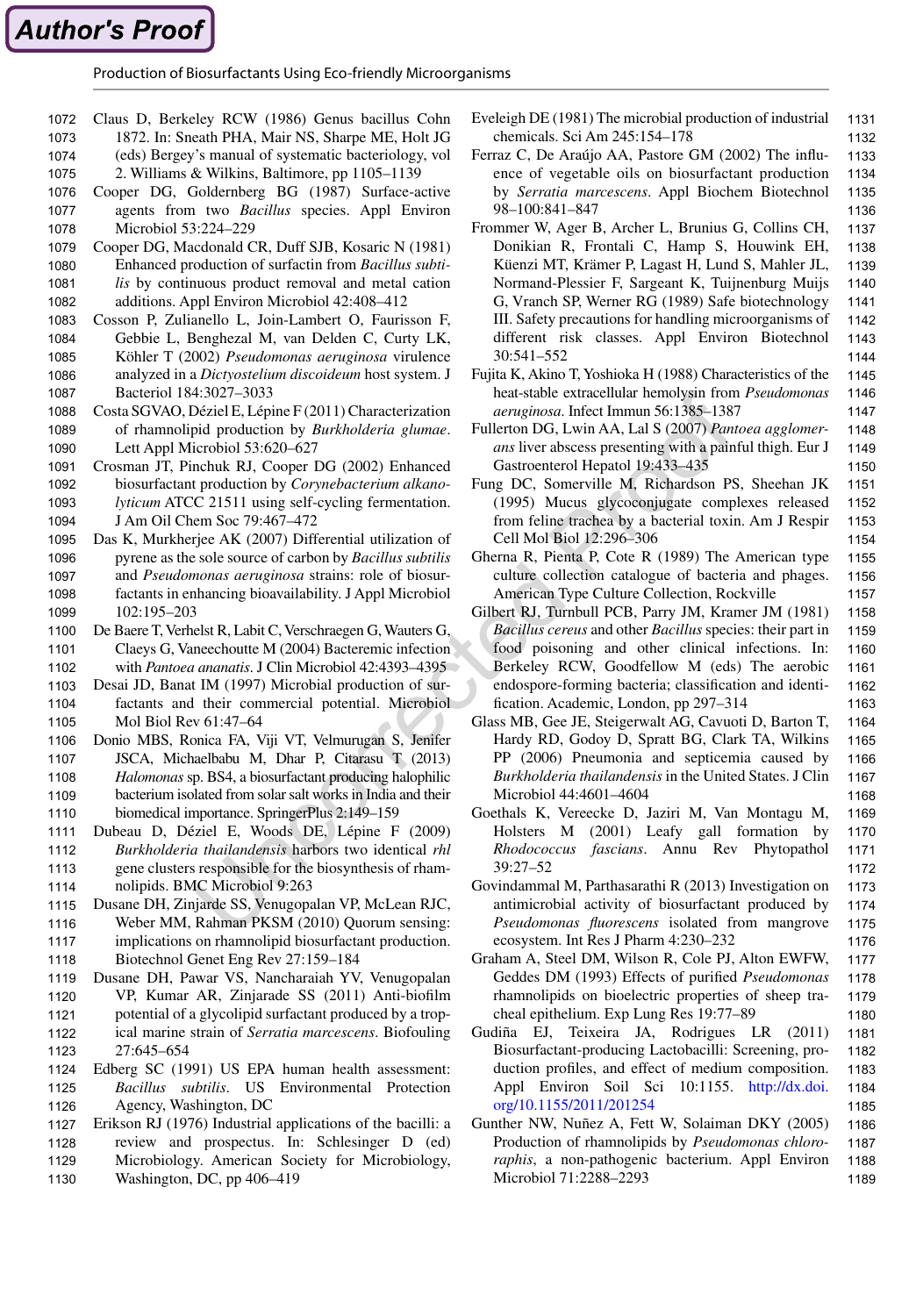Claus D, Berkeley RCW (1986) Genus bacillus Cohn 1872. In: Sneath PHA, Mair NS, Sharpe ME, Holt JG (eds) Bergey's manual of systematic bacteriology, vol 2. Williams & Wilkins, Baltimore, pp 1105–1139

Cooper DG, Goldernberg BG (1987) Surface-active agents from two *Bacillus* species. Appl Environ Microbiol 53:224–229

Cooper DG, Macdonald CR, Duff SJB, Kosaric N (1981) Enhanced production of surfactin from *Bacillus subtilis* by continuous product removal and metal cation additions. Appl Environ Microbiol 42:408–412

Cosson P, Zulianello L, Join-Lambert O, Faurisson F, Gebbie L, Benghezal M, van Delden C, Curty LK, Köhler T (2002) *Pseudomonas aeruginosa* virulence analyzed in a *Dictyostelium discoideum* host system. J Bacteriol 184:3027–3033

Costa SGVAO, Déziel E, Lépine F (2011) Characterization of rhamnolipid production by *Burkholderia glumae*. Lett Appl Microbiol 53:620–627

Crosman JT, Pinchuk RJ, Cooper DG (2002) Enhanced biosurfactant production by *Corynebacterium alkanolyticum* ATCC 21511 using self-cycling fermentation. J Am Oil Chem Soc 79:467–472

Das K, Murkherjee AK (2007) Differential utilization of pyrene as the sole source of carbon by *Bacillus subtilis* and *Pseudomonas aeruginosa* strains: role of biosurfactants in enhancing bioavailability. J Appl Microbiol 102:195–203

De Baere T, Verhelst R, Labit C, Verschraegen G, Wauters G, Claeys G, Vaneechoutte M (2004) Bacteremic infection with *Pantoea ananatis*. J Clin Microbiol 42:4393–4395

Desai JD, Banat IM (1997) Microbial production of surfactants and their commercial potential. Microbiol Mol Biol Rev 61:47–64

Donio MBS, Ronica FA, Viji VT, Velmurugan S, Jenifer JSCA, Michaelbabu M, Dhar P, Citarasu T (2013) *Halomonas* sp. BS4, a biosurfactant producing halophilic bacterium isolated from solar salt works in India and their biomedical importance. SpringerPlus 2:149–159

Dubeau D, Déziel E, Woods DE, Lépine F (2009) *Burkholderia thailandensis* harbors two identical *rhl* gene clusters responsible for the biosynthesis of rhamnolipids. BMC Microbiol 9:263

Dusane DH, Zinjarde SS, Venugopalan VP, McLean RJC, Weber MM, Rahman PKSM (2010) Quorum sensing: implications on rhamnolipid biosurfactant production. Biotechnol Genet Eng Rev 27:159–184

Dusane DH, Pawar VS, Nancharaiah YV, Venugopalan VP, Kumar AR, Zinjarade SS (2011) Anti-biofilm potential of a glycolipid surfactant produced by a tropical marine strain of *Serratia marcescens*. Biofouling 27:645–654

Edberg SC (1991) US EPA human health assessment: *Bacillus subtilis*. US Environmental Protection Agency, Washington, DC

Erikson RJ (1976) Industrial applications of the bacilli: a review and prospectus. In: Schlesinger D (ed) Microbiology. American Society for Microbiology, Washington, DC, pp 406–419

Eveleigh DE (1981) The microbial production of industrial chemicals. Sci Am 245:154–178

Ferraz C, De Araújo AA, Pastore GM (2002) The influence of vegetable oils on biosurfactant production by *Serratia marcescens*. Appl Biochem Biotechnol 98–100:841–847

Frommer W, Ager B, Archer L, Brunius G, Collins CH, Donikian R, Frontali C, Hamp S, Houwink EH, Küenzi MT, Krämer P, Lagast H, Lund S, Mahler JL, Normand-Plessier F, Sargeant K, Tuijnenburg Muijs G, Vranch SP, Werner RG (1989) Safe biotechnology III. Safety precautions for handling microorganisms of different risk classes. Appl Environ Biotechnol 30:541–552

Fujita K, Akino T, Yoshioka H (1988) Characteristics of the heat-stable extracellular hemolysin from *Pseudomonas aeruginosa*. Infect Immun 56:1385–1387

Fullerton DG, Lwin AA, Lal S (2007) *Pantoea agglomerans* liver abscess presenting with a painful thigh. Eur J Gastroenterol Hepatol 19:433–435

Fung DC, Somerville M, Richardson PS, Sheehan JK (1995) Mucus glycoconjugate complexes released from feline trachea by a bacterial toxin. Am J Respir Cell Mol Biol 12:296–306

Gherna R, Pienta P, Cote R (1989) The American type culture collection catalogue of bacteria and phages. American Type Culture Collection, Rockville

Gilbert RJ, Turnbull PCB, Parry JM, Kramer JM (1981) *Bacillus cereus* and other *Bacillus* species: their part in food poisoning and other clinical infections. In: Berkeley RCW, Goodfellow M (eds) The aerobic endospore-forming bacteria; classification and identification. Academic, London, pp 297–314

Glass MB, Gee JE, Steigerwalt AG, Cavuoti D, Barton T, Hardy RD, Godoy D, Spratt BG, Clark TA, Wilkins PP (2006) Pneumonia and septicemia caused by *Burkholderia thailandensis* in the United States. J Clin Microbiol 44:4601–4604

Goethals K, Vereecke D, Jaziri M, Van Montagu M, Holsters M (2001) Leafy gall formation by *Rhodococcus fascians*. Annu Rev Phytopathol 39:27–52

Govindammal M, Parthasarathi R (2013) Investigation on antimicrobial activity of biosurfactant produced by *Pseudomonas fluorescens* isolated from mangrove ecosystem. Int Res J Pharm 4:230–232

Graham A, Steel DM, Wilson R, Cole PJ, Alton EWFW, Geddes DM (1993) Effects of purified *Pseudomonas* rhamnolipids on bioelectric properties of sheep tracheal epithelium. Exp Lung Res 19:77–89

Gudiña EJ, Teixeira JA, Rodrigues LR (2011) Biosurfactant-producing Lactobacilli: Screening, production profiles, and effect of medium composition. Appl Environ Soil Sci 10:1155. http://dx.doi.org/10.1155/2011/201254

Gunther NW, Nuñez A, Fett W, Solaiman DKY (2005) Production of rhamnolipids by *Pseudomonas chlororaphis*, a non-pathogenic bacterium. Appl Environ Microbiol 71:2288–2293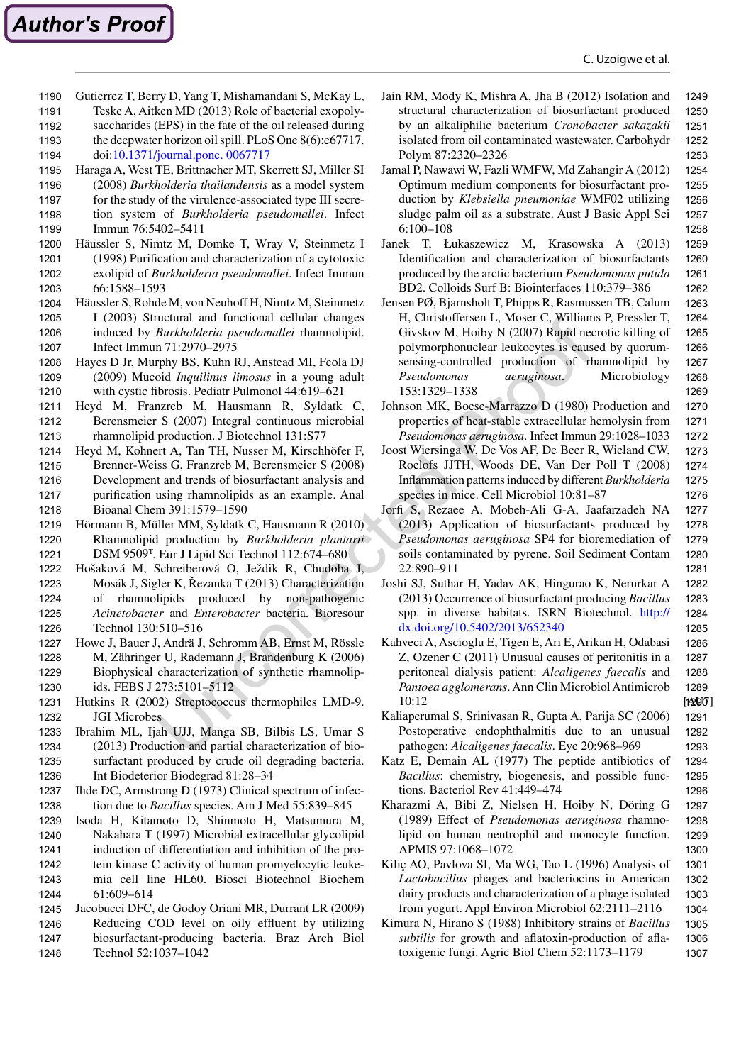Gutierrez T, Berry D, Yang T, Mishamandani S, McKay L, Teske A, Aitken MD (2013) Role of bacterial exopolysaccharides (EPS) in the fate of the oil released during the deepwater horizon oil spill. PLoS One 8(6):e67717. doi:10.1371/journal.pone. 0067717

Haraga A, West TE, Brittnacher MT, Skerrett SJ, Miller SI (2008) *Burkholderia thailandensis* as a model system for the study of the virulence-associated type III secretion system of *Burkholderia pseudomallei*. Infect Immun 76:5402–5411

Häussler S, Nimtz M, Domke T, Wray V, Steinmetz I (1998) Purification and characterization of a cytotoxic exolipid of *Burkholderia pseudomallei*. Infect Immun 66:1588–1593

Häussler S, Rohde M, von Neuhoff H, Nimtz M, Steinmetz I (2003) Structural and functional cellular changes induced by *Burkholderia pseudomallei* rhamnolipid. Infect Immun 71:2970–2975

Hayes D Jr, Murphy BS, Kuhn RJ, Anstead MI, Feola DJ (2009) Mucoid *Inquilinus limosus* in a young adult with cystic fibrosis. Pediatr Pulmonol 44:619–621

Heyd M, Franzreb M, Hausmann R, Syldatk C, Berensmeier S (2007) Integral continuous microbial rhamnolipid production. J Biotechnol 131:S77

Heyd M, Kohnert A, Tan TH, Nusser M, Kirschhöfer F, Brenner-Weiss G, Franzreb M, Berensmeier S (2008) Development and trends of biosurfactant analysis and purification using rhamnolipids as an example. Anal Bioanal Chem 391:1579–1590

Hörmann B, Müller MM, Syldatk C, Hausmann R (2010) Rhamnolipid production by *Burkholderia plantarii* DSM 9509[T]. Eur J Lipid Sci Technol 112:674–680

Hošaková M, Schreiberová O, Ježdik R, Chudoba J, Mosák J, Sigler K, Řezanka T (2013) Characterization of rhamnolipids produced by non-pathogenic *Acinetobacter* and *Enterobacter* bacteria. Bioresour Technol 130:510–516

Howe J, Bauer J, Andrä J, Schromm AB, Ernst M, Rössle M, Zähringer U, Rademann J, Brandenburg K (2006) Biophysical characterization of synthetic rhamnolipids. FEBS J 273:5101–5112

Hutkins R (2002) Streptococcus thermophiles LMD-9. JGI Microbes

Ibrahim ML, Ijah UJJ, Manga SB, Bilbis LS, Umar S (2013) Production and partial characterization of biosurfactant produced by crude oil degrading bacteria. Int Biodeterior Biodegrad 81:28–34

Ihde DC, Armstrong D (1973) Clinical spectrum of infection due to *Bacillus* species. Am J Med 55:839–845

Isoda H, Kitamoto D, Shinmoto H, Matsumura M, Nakahara T (1997) Microbial extracellular glycolipid induction of differentiation and inhibition of the protein kinase C activity of human promyelocytic leukemia cell line HL60. Biosci Biotechnol Biochem 61:609–614

Jacobucci DFC, de Godoy Oriani MR, Durrant LR (2009) Reducing COD level on oily effluent by utilizing biosurfactant-producing bacteria. Braz Arch Biol Technol 52:1037–1042

Jain RM, Mody K, Mishra A, Jha B (2012) Isolation and structural characterization of biosurfactant produced by an alkaliphilic bacterium *Cronobacter sakazakii* isolated from oil contaminated wastewater. Carbohydr Polym 87:2320–2326

Jamal P, Nawawi W, Fazli WMFW, Md Zahangir A (2012) Optimum medium components for biosurfactant production by *Klebsiella pneumoniae* WMF02 utilizing sludge palm oil as a substrate. Aust J Basic Appl Sci 6:100–108

Janek T, Łukaszewicz M, Krasowska A (2013) Identification and characterization of biosurfactants produced by the arctic bacterium *Pseudomonas putida* BD2. Colloids Surf B: Biointerfaces 110:379–386

Jensen PØ, Bjarnsholt T, Phipps R, Rasmussen TB, Calum H, Christoffersen L, Moser C, Williams P, Pressler T, Givskov M, Hoiby N (2007) Rapid necrotic killing of polymorphonuclear leukocytes is caused by quorum-sensing-controlled production of rhamnolipid by *Pseudomonas aeruginosa*. Microbiology 153:1329–1338

Johnson MK, Boese-Marrazzo D (1980) Production and properties of heat-stable extracellular hemolysin from *Pseudomonas aeruginosa*. Infect Immun 29:1028–1033

Joost Wiersinga W, De Vos AF, De Beer R, Wieland CW, Roelofs JJTH, Woods DE, Van Der Poll T (2008) Inflammation patterns induced by different *Burkholderia* species in mice. Cell Microbiol 10:81–87

Jorfi S, Rezaee A, Mobeh-Ali G-A, Jaafarzadeh NA (2013) Application of biosurfactants produced by *Pseudomonas aeruginosa* SP4 for bioremediation of soils contaminated by pyrene. Soil Sediment Contam 22:890–911

Joshi SJ, Suthar H, Yadav AK, Hingurao K, Nerurkar A (2013) Occurrence of biosurfactant producing *Bacillus* spp. in diverse habitats. ISRN Biotechnol. http://dx.doi.org/10.5402/2013/652340

Kahveci A, Asciuglu E, Tigen E, Ari E, Arikan H, Odabasi Z, Ozener C (2011) Unusual causes of peritonitis in a peritoneal dialysis patient: *Alcaligenes faecalis* and *Pantoea agglomerans*. Ann Clin Microbiol Antimicrob 10:12

Kaliaperumal S, Srinivasan R, Gupta A, Parija SC (2006) Postoperative endophthalmitis due to an unusual pathogen: *Alcaligenes faecalis*. Eye 20:968–969

Katz E, Demain AL (1977) The peptide antibiotics of *Bacillus*: chemistry, biogenesis, and possible functions. Bacteriol Rev 41:449–474

Kharazmi A, Bibi Z, Nielsen H, Hoiby N, Döring G (1989) Effect of *Pseudomonas aeruginosa* rhamnolipid on human neutrophil and monocyte function. APMIS 97:1068–1072

Kiliç AO, Pavlova SI, Ma WG, Tao L (1996) Analysis of *Lactobacillus* phages and bacteriocins in American dairy products and characterization of a phage isolated from yogurt. Appl Environ Microbiol 62:2111–2116

Kimura N, Hirano S (1988) Inhibitory strains of *Bacillus subtilis* for growth and aflatoxin-production of aflatoxigenic fungi. Agric Biol Chem 52:1173–1179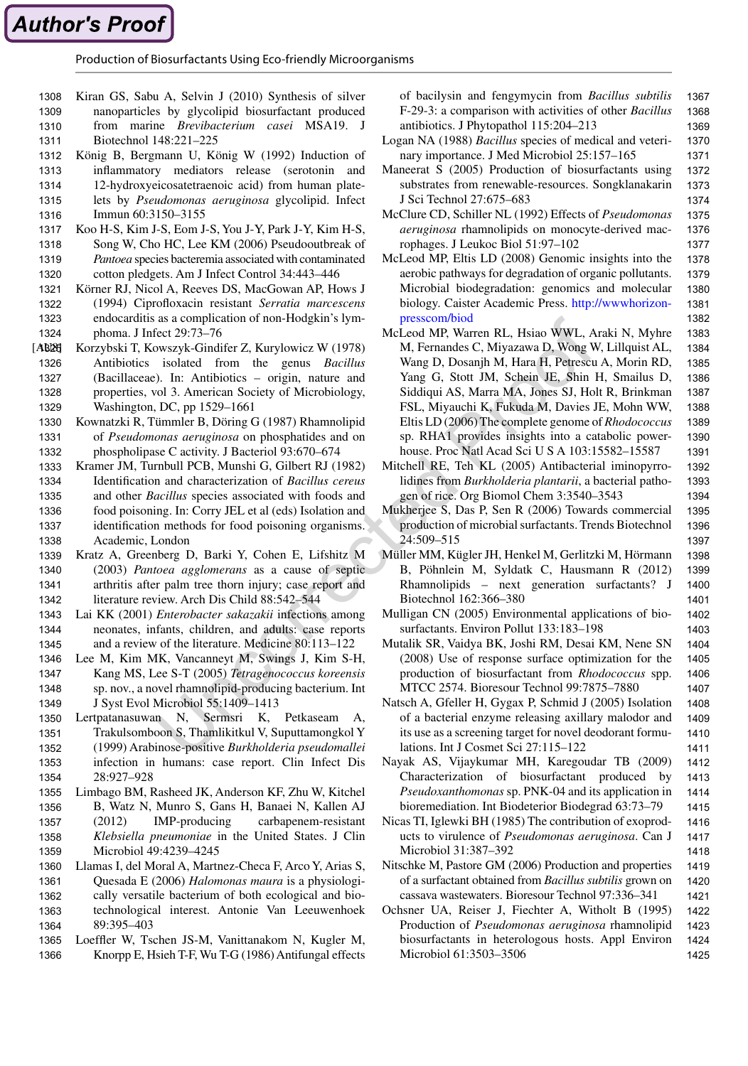Kiran GS, Sabu A, Selvin J (2010) Synthesis of silver nanoparticles by glycolipid biosurfactant produced from marine *Brevibacterium casei* MSA19. J Biotechnol 148:221–225

König B, Bergmann U, König W (1992) Induction of inflammatory mediators release (serotonin and 12-hydroxyeicosatetraenoic acid) from human platelets by *Pseudomonas aeruginosa* glycolipid. Infect Immun 60:3150–3155

Koo H-S, Kim J-S, Eom J-S, You J-Y, Park J-Y, Kim H-S, Song W, Cho HC, Lee KM (2006) Pseudooutbreak of *Pantoea* species bacteremia associated with contaminated cotton pledgets. Am J Infect Control 34:443–446

Körner RJ, Nicol A, Reeves DS, MacGowan AP, Hows J (1994) Ciprofloxacin resistant *Serratia marcescens* endocarditis as a complication of non-Hodgkin's lymphoma. J Infect 29:73–76

Korzybski T, Kowszyk-Gindifer Z, Kurylowicz W (1978) Antibiotics isolated from the genus *Bacillus* (Bacillaceae). In: Antibiotics – origin, nature and properties, vol 3. American Society of Microbiology, Washington, DC, pp 1529–1661

Kownatzki R, Tümmler B, Döring G (1987) Rhamnolipid of *Pseudomonas aeruginosa* on phosphatides and on phospholipase C activity. J Bacteriol 93:670–674

Kramer JM, Turnbull PCB, Munshi G, Gilbert RJ (1982) Identification and characterization of *Bacillus cereus* and other *Bacillus* species associated with foods and food poisoning. In: Corry JEL et al (eds) Isolation and identification methods for food poisoning organisms. Academic, London

Kratz A, Greenberg D, Barki Y, Cohen E, Lifshitz M (2003) *Pantoea agglomerans* as a cause of septic arthritis after palm tree thorn injury; case report and literature review. Arch Dis Child 88:542–544

Lai KK (2001) *Enterobacter sakazakii* infections among neonates, infants, children, and adults: case reports and a review of the literature. Medicine 80:113–122

Lee M, Kim MK, Vancanneyt M, Swings J, Kim S-H, Kang MS, Lee S-T (2005) *Tetragenococcus koreensis* sp. nov., a novel rhamnolipid-producing bacterium. Int J Syst Evol Microbiol 55:1409–1413

Lertpatanasuwan N, Sermsri K, Petkaseam A, Trakulsomboon S, Thamlikitkul V, Suputtamongkol Y (1999) Arabinose-positive *Burkholderia pseudomallei* infection in humans: case report. Clin Infect Dis 28:927–928

Limbago BM, Rasheed JK, Anderson KF, Zhu W, Kitchel B, Watz N, Munro S, Gans H, Banaei N, Kallen AJ (2012) IMP-producing carbapenem-resistant *Klebsiella pneumoniae* in the United States. J Clin Microbiol 49:4239–4245

Llamas I, del Moral A, Martnez-Checa F, Arco Y, Arias S, Quesada E (2006) *Halomonas maura* is a physiologically versatile bacterium of both ecological and biotechnological interest. Antonie Van Leeuwenhoek 89:395–403

Loeffler W, Tschen JS-M, Vanittanakom N, Kugler M, Knorpp E, Hsieh T-F, Wu T-G (1986) Antifungal effects of bacilysin and fengymycin from *Bacillus subtilis* F-29-3: a comparison with activities of other *Bacillus* antibiotics. J Phytopathol 115:204–213

Logan NA (1988) *Bacillus* species of medical and veterinary importance. J Med Microbiol 25:157–165

Maneerat S (2005) Production of biosurfactants using substrates from renewable-resources. Songklanakarin J Sci Technol 27:675–683

McClure CD, Schiller NL (1992) Effects of *Pseudomonas aeruginosa* rhamnolipids on monocyte-derived macrophages. J Leukoc Biol 51:97–102

McLeod MP, Eltis LD (2008) Genomic insights into the aerobic pathways for degradation of organic pollutants. Microbial biodegradation: genomics and molecular biology. Caister Academic Press. http://wwwhorizonpresscom/biod

McLeod MP, Warren RL, Hsiao WWL, Araki N, Myhre M, Fernandes C, Miyazawa D, Wong W, Lillquist AL, Wang D, Dosanjh M, Hara H, Petrescu A, Morin RD, Yang G, Stott JM, Schein JE, Shin H, Smailus D, Siddiqui AS, Marra MA, Jones SJ, Holt R, Brinkman FSL, Miyauchi K, Fukuda M, Davies JE, Mohn WW, Eltis LD (2006) The complete genome of *Rhodococcus* sp. RHA1 provides insights into a catabolic powerhouse. Proc Natl Acad Sci U S A 103:15582–15587

Mitchell RE, Teh KL (2005) Antibacterial iminopyrrolidines from *Burkholderia plantarii*, a bacterial pathogen of rice. Org Biomol Chem 3:3540–3543

Mukherjee S, Das P, Sen R (2006) Towards commercial production of microbial surfactants. Trends Biotechnol 24:509–515

Müller MM, Kügler JH, Henkel M, Gerlitzki M, Hörmann B, Pöhnlein M, Syldatk C, Hausmann R (2012) Rhamnolipids – next generation surfactants? J Biotechnol 162:366–380

Mulligan CN (2005) Environmental applications of biosurfactants. Environ Pollut 133:183–198

Mutalik SR, Vaidya BK, Joshi RM, Desai KM, Nene SN (2008) Use of response surface optimization for the production of biosurfactant from *Rhodococcus* spp. MTCC 2574. Bioresour Technol 99:7875–7880

Natsch A, Gfeller H, Gygax P, Schmid J (2005) Isolation of a bacterial enzyme releasing axillary malodor and its use as a screening target for novel deodorant formulations. Int J Cosmet Sci 27:115–122

Nayak AS, Vijaykumar MH, Karegoudar TB (2009) Characterization of biosurfactant produced by *Pseudoxanthomonas* sp. PNK-04 and its application in bioremediation. Int Biodeterior Biodegrad 63:73–79

Nicas TI, Iglewki BH (1985) The contribution of exoproducts to virulence of *Pseudomonas aeruginosa*. Can J Microbiol 31:387–392

Nitschke M, Pastore GM (2006) Production and properties of a surfactant obtained from *Bacillus subtilis* grown on cassava wastewaters. Bioresour Technol 97:336–341

Ochsner UA, Reiser J, Fiechter A, Witholt B (1995) Production of *Pseudomonas aeruginosa* rhamnolipid biosurfactants in heterologous hosts. Appl Environ Microbiol 61:3503–3506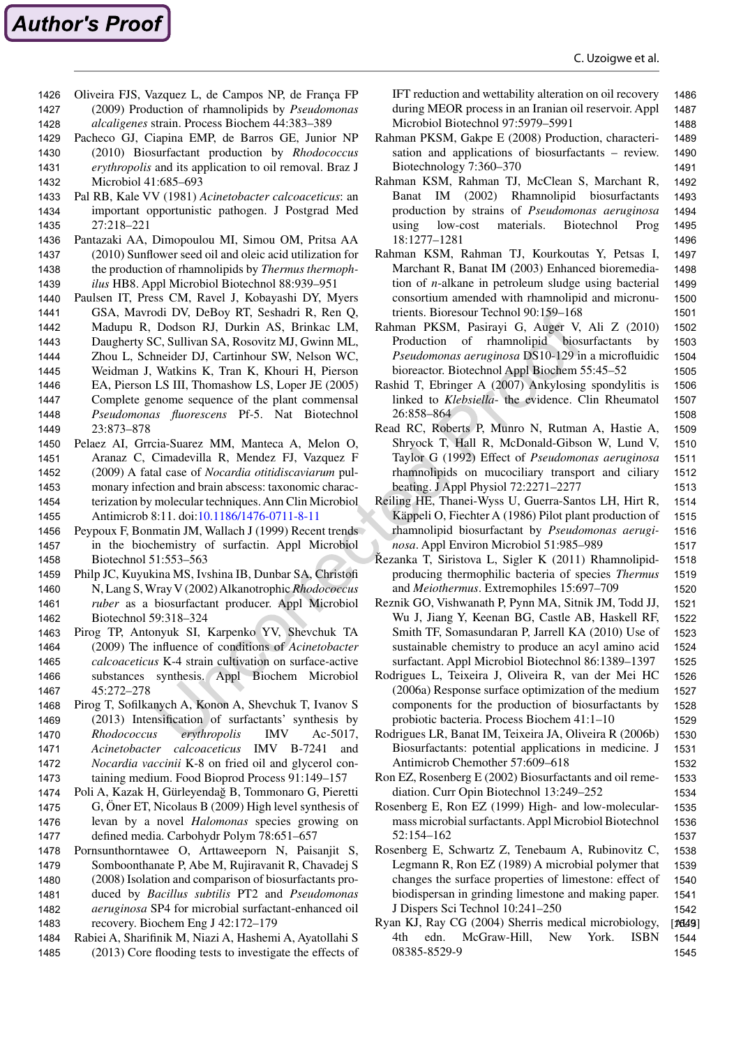Oliveira FJS, Vazquez L, de Campos NP, de França FP (2009) Production of rhamnolipids by *Pseudomonas alcaligenes* strain. Process Biochem 44:383–389

Pacheco GJ, Ciapina EMP, de Barros GE, Junior NP (2010) Biosurfactant production by *Rhodococcus erythropolis* and its application to oil removal. Braz J Microbiol 41:685–693

Pal RB, Kale VV (1981) *Acinetobacter calcoaceticus*: an important opportunistic pathogen. J Postgrad Med 27:218–221

Pantazaki AA, Dimopoulou MI, Simou OM, Pritsa AA (2010) Sunflower seed oil and oleic acid utilization for the production of rhamnolipids by *Thermus thermophilus* HB8. Appl Microbiol Biotechnol 88:939–951

Paulsen IT, Press CM, Ravel J, Kobayashi DY, Myers GSA, Mavrodi DV, DeBoy RT, Seshadri R, Ren Q, Madupu R, Dodson RJ, Durkin AS, Brinkac LM, Daugherty SC, Sullivan SA, Rosovitz MJ, Gwinn ML, Zhou L, Schneider DJ, Cartinhour SW, Nelson WC, Weidman J, Watkins K, Tran K, Khouri H, Pierson EA, Pierson LS III, Thomashow LS, Loper JE (2005) Complete genome sequence of the plant commensal *Pseudomonas fluorescens* Pf-5. Nat Biotechnol 23:873–878

Pelaez AI, Grrcia-Suarez MM, Manteca A, Melon O, Aranaz C, Cimadevilla R, Mendez FJ, Vazquez F (2009) A fatal case of *Nocardia otitidiscaviarum* pulmonary infection and brain abscess: taxonomic characterization by molecular techniques. Ann Clin Microbiol Antimicrob 8:11. doi:10.1186/1476-0711-8-11

Peypoux F, Bonmatin JM, Wallach J (1999) Recent trends in the biochemistry of surfactin. Appl Microbiol Biotechnol 51:553–563

Philp JC, Kuyukina MS, Ivshina IB, Dunbar SA, Christofi N, Lang S, Wray V (2002) Alkanotrophic *Rhodococcus ruber* as a biosurfactant producer. Appl Microbiol Biotechnol 59:318–324

Pirog TP, Antonyuk SI, Karpenko YV, Shevchuk TA (2009) The influence of conditions of *Acinetobacter calcoaceticus* K-4 strain cultivation on surface-active substances synthesis. Appl Biochem Microbiol 45:272–278

Pirog T, Sofilkanych A, Konon A, Shevchuk T, Ivanov S (2013) Intensification of surfactants' synthesis by *Rhodococcus erythropolis* IMV Ac-5017, *Acinetobacter calcoaceticus* IMV B-7241 and *Nocardia vaccinii* K-8 on fried oil and glycerol containing medium. Food Bioprod Process 91:149–157

Poli A, Kazak H, Gürleyendağ B, Tommonaro G, Pieretti G, Öner ET, Nicolaus B (2009) High level synthesis of levan by a novel *Halomonas* species growing on defined media. Carbohydr Polym 78:651–657

Pornsunthorntawee O, Arttaweeporn N, Paisanjit S, Somboonthanate P, Abe M, Rujiravanit R, Chavadej S (2008) Isolation and comparison of biosurfactants produced by *Bacillus subtilis* PT2 and *Pseudomonas aeruginosa* SP4 for microbial surfactant-enhanced oil recovery. Biochem Eng J 42:172–179

Rabiei A, Sharifinik M, Niazi A, Hashemi A, Ayatollahi S (2013) Core flooding tests to investigate the effects of IFT reduction and wettability alteration on oil recovery during MEOR process in an Iranian oil reservoir. Appl Microbiol Biotechnol 97:5979–5991

Rahman PKSM, Gakpe E (2008) Production, characterisation and applications of biosurfactants – review. Biotechnology 7:360–370

Rahman KSM, Rahman TJ, McClean S, Marchant R, Banat IM (2002) Rhamnolipid biosurfactants production by strains of *Pseudomonas aeruginosa* using low-cost materials. Biotechnol Prog 18:1277–1281

Rahman KSM, Rahman TJ, Kourkoutas Y, Petsas I, Marchant R, Banat IM (2003) Enhanced bioremediation of *n*-alkane in petroleum sludge using bacterial consortium amended with rhamnolipid and micronutrients. Bioresour Technol 90:159–168

Rahman PKSM, Pasirayi G, Auger V, Ali Z (2010) Production of rhamnolipid biosurfactants by *Pseudomonas aeruginosa* DS10-129 in a microfluidic bioreactor. Biotechnol Appl Biochem 55:45–52

Rashid T, Ebringer A (2007) Ankylosing spondylitis is linked to *Klebsiella*- the evidence. Clin Rheumatol 26:858–864

Read RC, Roberts P, Munro N, Rutman A, Hastie A, Shryock T, Hall R, McDonald-Gibson W, Lund V, Taylor G (1992) Effect of *Pseudomonas aeruginosa* rhamnolipids on mucociliary transport and ciliary beating. J Appl Physiol 72:2271–2277

Reiling HE, Thanei-Wyss U, Guerra-Santos LH, Hirt R, Käppeli O, Fiechter A (1986) Pilot plant production of rhamnolipid biosurfactant by *Pseudomonas aeruginosa*. Appl Environ Microbiol 51:985–989

Řezanka T, Siristova L, Sigler K (2011) Rhamnolipid-producing thermophilic bacteria of species *Thermus* and *Meiothermus*. Extremophiles 15:697–709

Reznik GO, Vishwanath P, Pynn MA, Sitnik JM, Todd JJ, Wu J, Jiang Y, Keenan BG, Castle AB, Haskell RF, Smith TF, Somasundaran P, Jarrell KA (2010) Use of sustainable chemistry to produce an acyl amino acid surfactant. Appl Microbiol Biotechnol 86:1389–1397

Rodrigues L, Teixeira J, Oliveira R, van der Mei HC (2006a) Response surface optimization of the medium components for the production of biosurfactants by probiotic bacteria. Process Biochem 41:1–10

Rodrigues LR, Banat IM, Teixeira JA, Oliveira R (2006b) Biosurfactants: potential applications in medicine. J Antimicrob Chemother 57:609–618

Ron EZ, Rosenberg E (2002) Biosurfactants and oil remediation. Curr Opin Biotechnol 13:249–252

Rosenberg E, Ron EZ (1999) High- and low-molecular-mass microbial surfactants. Appl Microbiol Biotechnol 52:154–162

Rosenberg E, Schwartz Z, Tenebaum A, Rubinovitz C, Legmann R, Ron EZ (1989) A microbial polymer that changes the surface properties of limestone: effect of biodispersan in grinding limestone and making paper. J Dispers Sci Technol 10:241–250

Ryan KJ, Ray CG (2004) Sherris medical microbiology, 4th edn. McGraw-Hill, New York. ISBN 08385-8529-9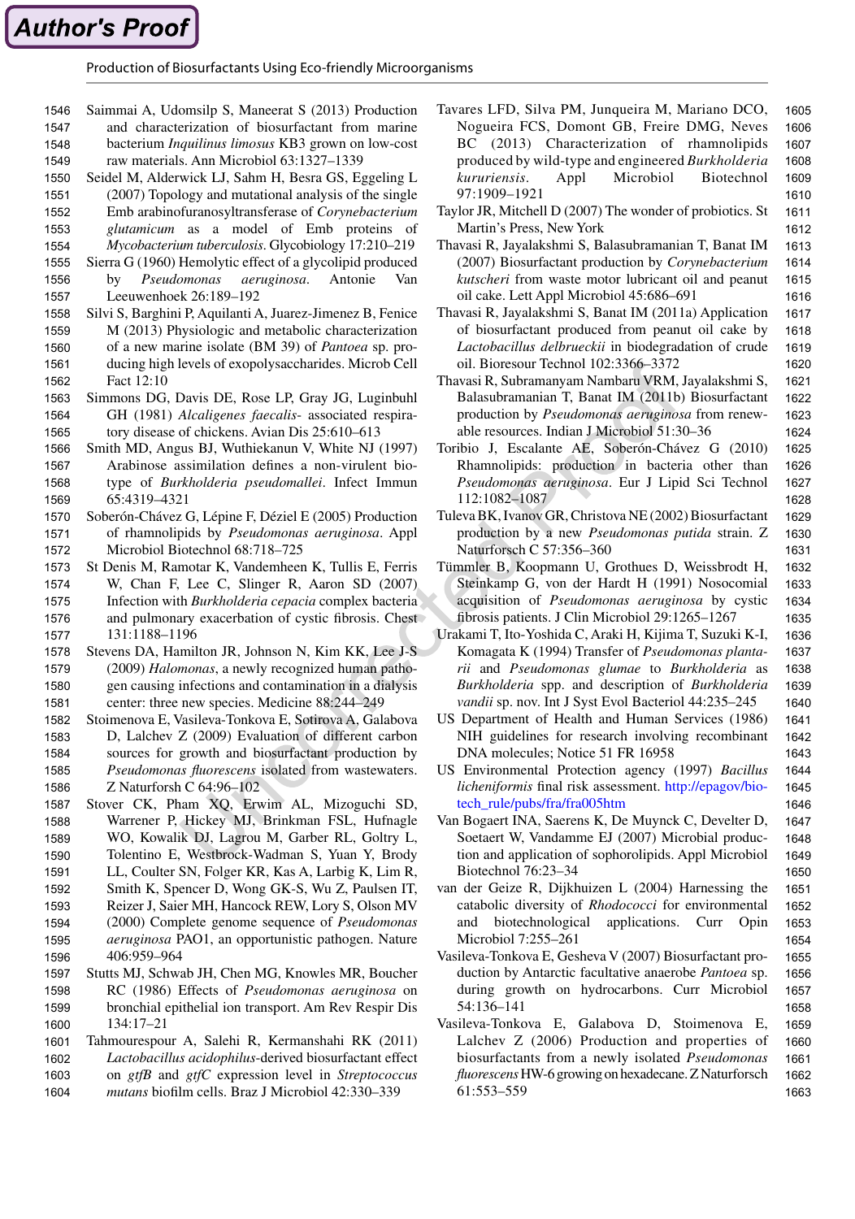Saimmai A, Udomsilp S, Maneerat S (2013) Production and characterization of biosurfactant from marine bacterium *Inquilinus limosus* KB3 grown on low-cost raw materials. Ann Microbiol 63:1327–1339

Seidel M, Alderwick LJ, Sahm H, Besra GS, Eggeling L (2007) Topology and mutational analysis of the single Emb arabinofuranosyltransferase of *Corynebacterium glutamicum* as a model of Emb proteins of *Mycobacterium tuberculosis*. Glycobiology 17:210–219

Sierra G (1960) Hemolytic effect of a glycolipid produced by *Pseudomonas aeruginosa*. Antonie Van Leeuwenhoek 26:189–192

Silvi S, Barghini P, Aquilanti A, Juarez-Jimenez B, Fenice M (2013) Physiologic and metabolic characterization of a new marine isolate (BM 39) of *Pantoea* sp. producing high levels of exopolysaccharides. Microb Cell Fact 12:10

Simmons DG, Davis DE, Rose LP, Gray JG, Luginbuhl GH (1981) *Alcaligenes faecalis*- associated respiratory disease of chickens. Avian Dis 25:610–613

Smith MD, Angus BJ, Wuthiekanun V, White NJ (1997) Arabinose assimilation defines a non-virulent biotype of *Burkholderia pseudomallei*. Infect Immun 65:4319–4321

Soberón-Chávez G, Lépine F, Déziel E (2005) Production of rhamnolipids by *Pseudomonas aeruginosa*. Appl Microbiol Biotechnol 68:718–725

St Denis M, Ramotar K, Vandemheen K, Tullis E, Ferris W, Chan F, Lee C, Slinger R, Aaron SD (2007) Infection with *Burkholderia cepacia* complex bacteria and pulmonary exacerbation of cystic fibrosis. Chest 131:1188–1196

Stevens DA, Hamilton JR, Johnson N, Kim KK, Lee J-S (2009) *Halomonas*, a newly recognized human pathogen causing infections and contamination in a dialysis center: three new species. Medicine 88:244–249

Stoimenova E, Vasileva-Tonkova E, Sotirova A, Galabova D, Lalchev Z (2009) Evaluation of different carbon sources for growth and biosurfactant production by *Pseudomonas fluorescens* isolated from wastewaters. Z Naturforsch C 64:96–102

Stover CK, Pham XQ, Erwin AL, Mizoguchi SD, Warrener P, Hickey MJ, Brinkman FSL, Hufnagle WO, Kowalik DJ, Lagrou M, Garber RL, Goltry L, Tolentino E, Westbrock-Wadman S, Yuan Y, Brody LL, Coulter SN, Folger KR, Kas A, Larbig K, Lim R, Smith K, Spencer D, Wong GK-S, Wu Z, Paulsen IT, Reizer J, Saier MH, Hancock REW, Lory S, Olson MV (2000) Complete genome sequence of *Pseudomonas aeruginosa* PAO1, an opportunistic pathogen. Nature 406:959–964

Stutts MJ, Schwab JH, Chen MG, Knowles MR, Boucher RC (1986) Effects of *Pseudomonas aeruginosa* on bronchial epithelial ion transport. Am Rev Respir Dis 134:17–21

Tahmourespour A, Salehi R, Kermanshahi RK (2011) *Lactobacillus acidophilus*-derived biosurfactant effect on *gtfB* and *gtfC* expression level in *Streptococcus mutans* biofilm cells. Braz J Microbiol 42:330–339

Tavares LFD, Silva PM, Junqueira M, Mariano DCO, Nogueira FCS, Domont GB, Freire DMG, Neves BC (2013) Characterization of rhamnolipids produced by wild-type and engineered *Burkholderia kururiensis*. Appl Microbiol Biotechnol 97:1909–1921

Taylor JR, Mitchell D (2007) The wonder of probiotics. St Martin's Press, New York

Thavasi R, Jayalakshmi S, Balasubramanian T, Banat IM (2007) Biosurfactant production by *Corynebacterium kutscheri* from waste motor lubricant oil and peanut oil cake. Lett Appl Microbiol 45:686–691

Thavasi R, Jayalakshmi S, Banat IM (2011a) Application of biosurfactant produced from peanut oil cake by *Lactobacillus delbrueckii* in biodegradation of crude oil. Bioresour Technol 102:3366–3372

Thavasi R, Subramanyam Nambaru VRM, Jayalakshmi S, Balasubramanian T, Banat IM (2011b) Biosurfactant production by *Pseudomonas aeruginosa* from renewable resources. Indian J Microbiol 51:30–36

Toribio J, Escalante AE, Soberón-Chávez G (2010) Rhamnolipids: production in bacteria other than *Pseudomonas aeruginosa*. Eur J Lipid Sci Technol 112:1082–1087

Tuleva BK, Ivanov GR, Christova NE (2002) Biosurfactant production by a new *Pseudomonas putida* strain. Z Naturforsch C 57:356–360

Tümmler B, Koopmann U, Grothues D, Weissbrodt H, Steinkamp G, von der Hardt H (1991) Nosocomial acquisition of *Pseudomonas aeruginosa* by cystic fibrosis patients. J Clin Microbiol 29:1265–1267

Urakami T, Ito-Yoshida C, Araki H, Kijima T, Suzuki K-I, Komagata K (1994) Transfer of *Pseudomonas plantarii* and *Pseudomonas glumae* to *Burkholderia* as *Burkholderia* spp. and description of *Burkholderia vandii* sp. nov. Int J Syst Evol Bacteriol 44:235–245

US Department of Health and Human Services (1986) NIH guidelines for research involving recombinant DNA molecules; Notice 51 FR 16958

US Environmental Protection agency (1997) *Bacillus licheniformis* final risk assessment. http://epagov/biotech_rule/pubs/fra/fra005htm

Van Bogaert INA, Saerens K, De Muynck C, Develter D, Soetaert W, Vandamme EJ (2007) Microbial production and application of sophorolipids. Appl Microbiol Biotechnol 76:23–34

van der Geize R, Dijkhuizen L (2004) Harnessing the catabolic diversity of *Rhodococci* for environmental and biotechnological applications. Curr Opin Microbiol 7:255–261

Vasileva-Tonkova E, Gesheva V (2007) Biosurfactant production by Antarctic facultative anaerobe *Pantoea* sp. during growth on hydrocarbons. Curr Microbiol 54:136–141

Vasileva-Tonkova E, Galabova D, Stoimenova E, Lalchev Z (2006) Production and properties of biosurfactants from a newly isolated *Pseudomonas fluorescens* HW-6 growing on hexadecane. Z Naturforsch 61:553–559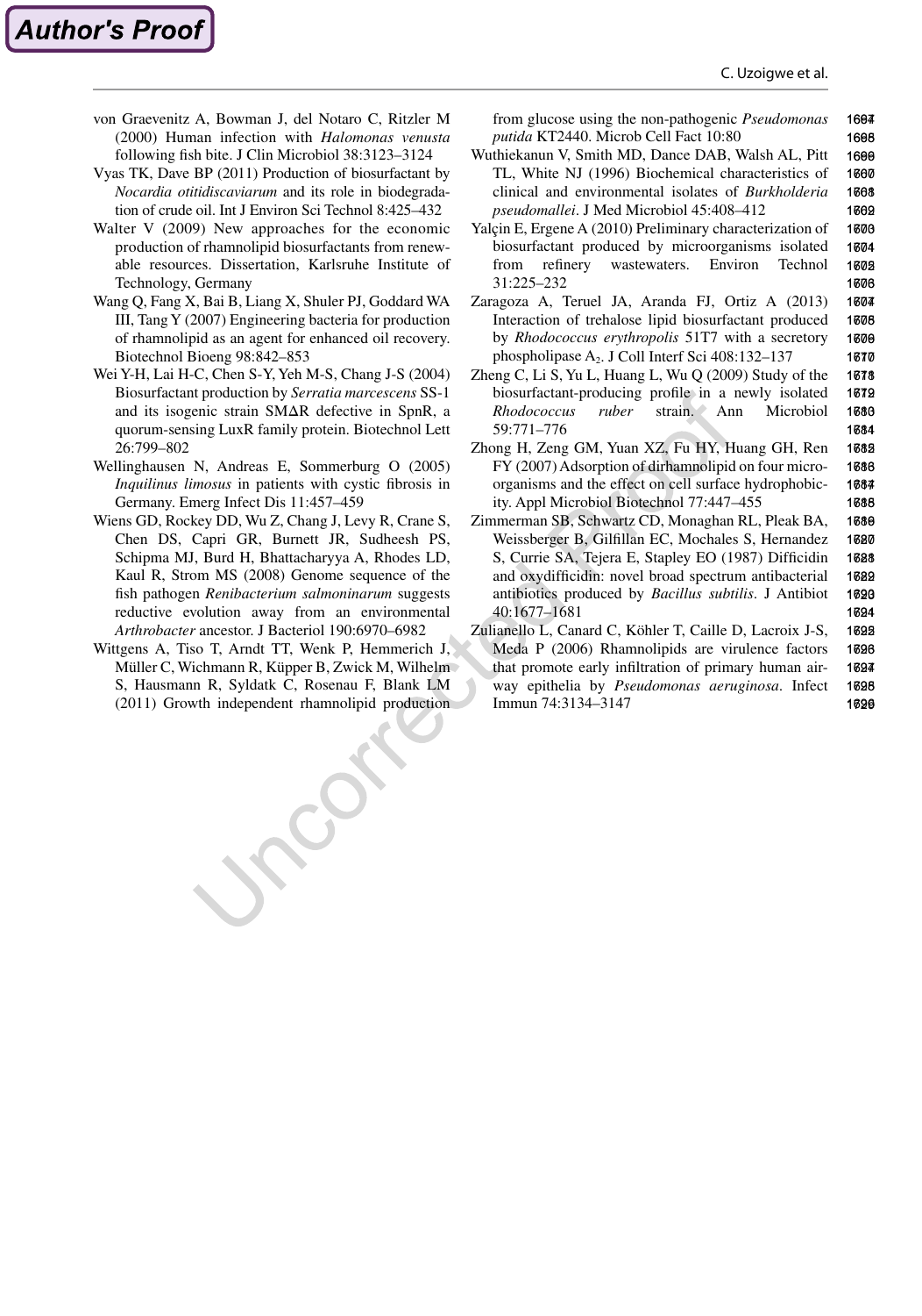von Graevenitz A, Bowman J, del Notaro C, Ritzler M (2000) Human infection with *Halomonas venusta* following fish bite. J Clin Microbiol 38:3123–3124

Vyas TK, Dave BP (2011) Production of biosurfactant by *Nocardia otitidiscaviarum* and its role in biodegradation of crude oil. Int J Environ Sci Technol 8:425–432

Walter V (2009) New approaches for the economic production of rhamnolipid biosurfactants from renewable resources. Dissertation, Karlsruhe Institute of Technology, Germany

Wang Q, Fang X, Bai B, Liang X, Shuler PJ, Goddard WA III, Tang Y (2007) Engineering bacteria for production of rhamnolipid as an agent for enhanced oil recovery. Biotechnol Bioeng 98:842–853

Wei Y-H, Lai H-C, Chen S-Y, Yeh M-S, Chang J-S (2004) Biosurfactant production by *Serratia marcescens* SS-1 and its isogenic strain SMΔR defective in SpnR, a quorum-sensing LuxR family protein. Biotechnol Lett 26:799–802

Wellinghausen N, Andreas E, Sommerburg O (2005) *Inquilinus limosus* in patients with cystic fibrosis in Germany. Emerg Infect Dis 11:457–459

Wiens GD, Rockey DD, Wu Z, Chang J, Levy R, Crane S, Chen DS, Capri GR, Burnett JR, Sudheesh PS, Schipma MJ, Burd H, Bhattacharyya A, Rhodes LD, Kaul R, Strom MS (2008) Genome sequence of the fish pathogen *Renibacterium salmoninarum* suggests reductive evolution away from an environmental *Arthrobacter* ancestor. J Bacteriol 190:6970–6982

Wittgens A, Tiso T, Arndt TT, Wenk P, Hemmerich J, Müller C, Wichmann R, Küpper B, Zwick M, Wilhelm S, Hausmann R, Syldatk C, Rosenau F, Blank LM (2011) Growth independent rhamnolipid production from glucose using the non-pathogenic *Pseudomonas putida* KT2440. Microb Cell Fact 10:80

Wuthiekanun V, Smith MD, Dance DAB, Walsh AL, Pitt TL, White NJ (1996) Biochemical characteristics of clinical and environmental isolates of *Burkholderia pseudomallei*. J Med Microbiol 45:408–412

Yalçin E, Ergene A (2010) Preliminary characterization of biosurfactant produced by microorganisms isolated from refinery wastewaters. Environ Technol 31:225–232

Zaragoza A, Teruel JA, Aranda FJ, Ortiz A (2013) Interaction of trehalose lipid biosurfactant produced by *Rhodococcus erythropolis* 51T7 with a secretory phospholipase $A_2$. J Coll Interf Sci 408:132–137

Zheng C, Li S, Yu L, Huang L, Wu Q (2009) Study of the biosurfactant-producing profile in a newly isolated *Rhodococcus ruber* strain. Ann Microbiol 59:771–776

Zhong H, Zeng GM, Yuan XZ, Fu HY, Huang GH, Ren FY (2007) Adsorption of dirhamnolipid on four microorganisms and the effect on cell surface hydrophobicity. Appl Microbiol Biotechnol 77:447–455

Zimmerman SB, Schwartz CD, Monaghan RL, Pleak BA, Weissberger B, Gilfillan EC, Mochales S, Hernandez S, Currie SA, Tejera E, Stapley EO (1987) Difficidin and oxydifficidin: novel broad spectrum antibacterial antibiotics produced by *Bacillus subtilis*. J Antibiot 40:1677–1681

Zulianello L, Canard C, Köhler T, Caille D, Lacroix J-S, Meda P (2006) Rhamnolipids are virulence factors that promote early infiltration of primary human airway epithelia by *Pseudomonas aeruginosa*. Infect Immun 74:3134–3147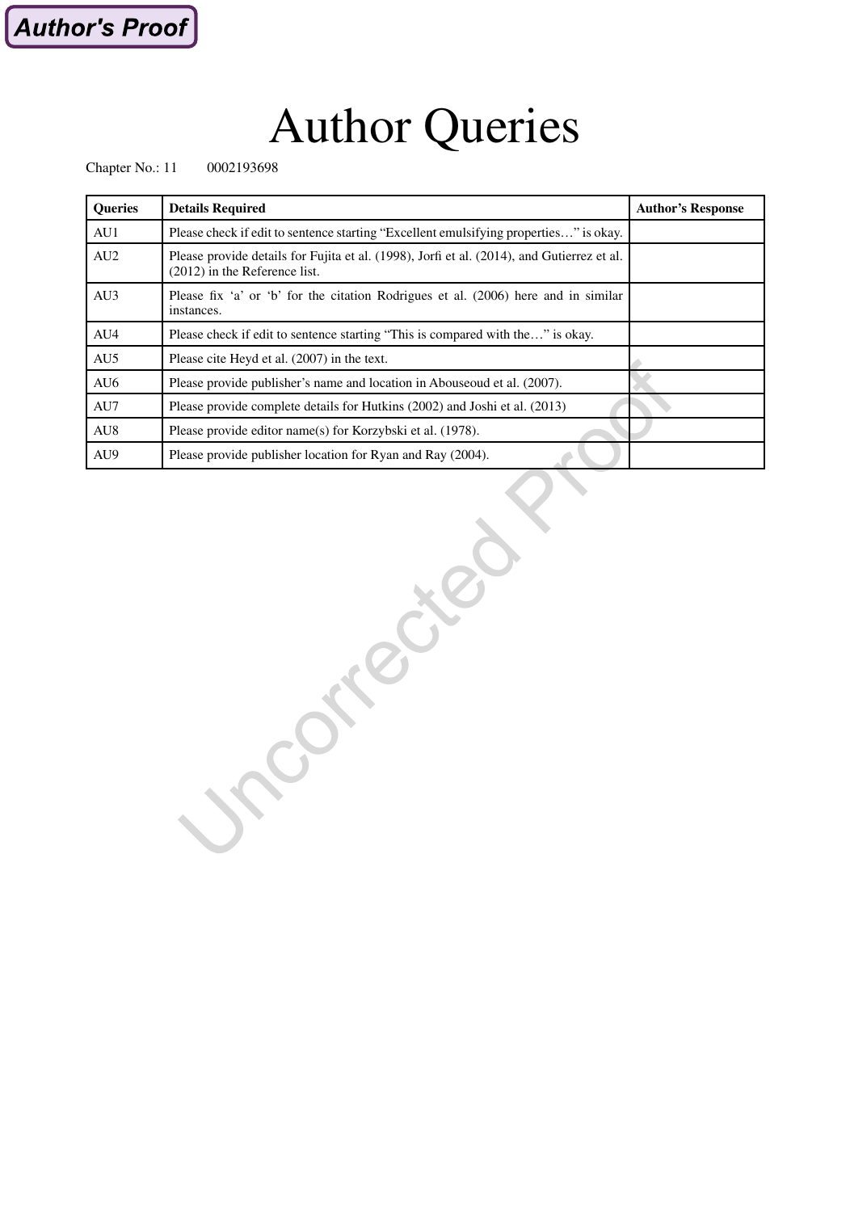# Author Queries

Chapter No.: 11 0002193698

| Queries | Details Required | Author's Response |
|---|---|---|
| AU1 | Please check if edit to sentence starting "Excellent emulsifying properties…" is okay. | |
| AU2 | Please provide details for Fujita et al. (1998), Jorfi et al. (2014), and Gutierrez et al. (2012) in the Reference list. | |
| AU3 | Please fix 'a' or 'b' for the citation Rodrigues et al. (2006) here and in similar instances. | |
| AU4 | Please check if edit to sentence starting "This is compared with the…" is okay. | |
| AU5 | Please cite Heyd et al. (2007) in the text. | |
| AU6 | Please provide publisher's name and location in Abouseoud et al. (2007). | |
| AU7 | Please provide complete details for Hutkins (2002) and Joshi et al. (2013) | |
| AU8 | Please provide editor name(s) for Korzybski et al. (1978). | |
| AU9 | Please provide publisher location for Ryan and Ray (2004). | |